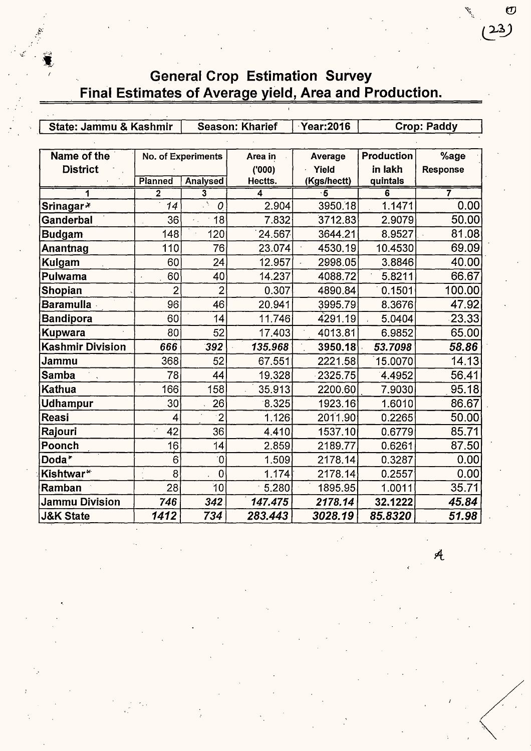# General Crop Estimation Survey

## Final Estimates of Average yield, Area and Production.

| State: Jammu & Kashmir | Season: Kharief | Year:2016 | Crop: Paddy |
|---|---|---|---|

| Name of the District | No. of Experiments | | Area in ('000) Hectts. | Average Yield (Kgs/hectt) | Production in lakh quintals | %age Response |
|---|---|---|---|---|---|---|
| | Planned | Analysed | | | | |
| 1 | 2 | 3 | 4 | 5 | 6 | 7 |
| Srinagar* | 14 | 0 | 2.904 | 3950.18 | 1.1471 | 0.00 |
| Ganderbal | 36 | 18 | 7.832 | 3712.83 | 2.9079 | 50.00 |
| Budgam | 148 | 120 | 24.567 | 3644.21 | 8.9527 | 81.08 |
| Anantnag | 110 | 76 | 23.074 | 4530.19 | 10.4530 | 69.09 |
| Kulgam | 60 | 24 | 12.957 | 2998.05 | 3.8846 | 40.00 |
| Pulwama | 60 | 40 | 14.237 | 4088.72 | 5.8211 | 66.67 |
| Shopian | 2 | 2 | 0.307 | 4890.84 | 0.1501 | 100.00 |
| Baramulla | 96 | 46 | 20.941 | 3995.79 | 8.3676 | 47.92 |
| Bandipora | 60 | 14 | 11.746 | 4291.19 | 5.0404 | 23.33 |
| Kupwara | 80 | 52 | 17.403 | 4013.81 | 6.9852 | 65.00 |
| **Kashmir Division** | ***666*** | ***392*** | ***135.968*** | **3950.18** | ***53.7098*** | ***58.86*** |
| Jammu | 368 | 52 | 67.551 | 2221.58 | 15.0070 | 14.13 |
| Samba | 78 | 44 | 19.328 | 2325.75 | 4.4952 | 56.41 |
| Kathua | 166 | 158 | 35.913 | 2200.60 | 7.9030 | 95.18 |
| Udhampur | 30 | 26 | 8.325 | 1923.16 | 1.6010 | 86.67 |
| Reasi | 4 | 2 | 1.126 | 2011.90 | 0.2265 | 50.00 |
| Rajouri | 42 | 36 | 4.410 | 1537.10 | 0.6779 | 85.71 |
| Poonch | 16 | 14 | 2.859 | 2189.77 | 0.6261 | 87.50 |
| Doda* | 6 | 0 | 1.509 | 2178.14 | 0.3287 | 0.00 |
| Kishtwar* | 8 | 0 | 1.174 | 2178.14 | 0.2557 | 0.00 |
| Ramban | 28 | 10 | 5.280 | 1895.95 | 1.0011 | 35.71 |
| **Jammu Division** | ***746*** | ***342*** | ***147.475*** | ***2178.14*** | **32.1222** | ***45.84*** |
| **J&K State** | ***1412*** | ***734*** | ***283.443*** | ***3028.19*** | ***85.8320*** | ***51.98*** |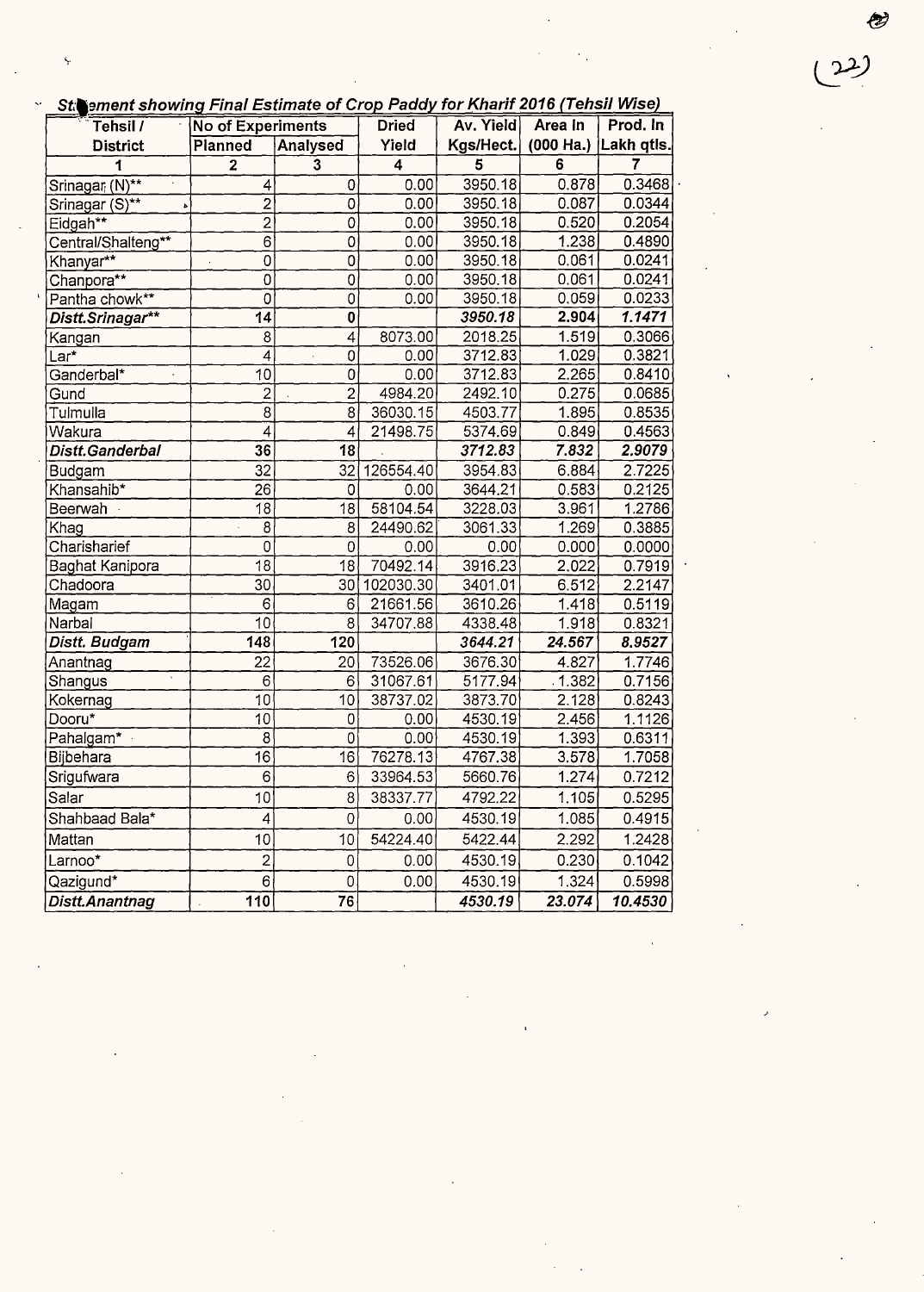## Statement showing Final Estimate of Crop Paddy for Kharif 2016 (Tehsil Wise)

| Tehsil / District | No of Experiments | | Dried Yield | Av. Yield Kgs/Hect. | Area In (000 Ha.) | Prod. In Lakh qtls. |
|---|---|---|---|---|---|---|
| | Planned | Analysed | | | | |
| 1 | 2 | 3 | 4 | 5 | 6 | 7 |
| Srinagar (N)** | 4 | 0 | 0.00 | 3950.18 | 0.878 | 0.3468 |
| Srinagar (S)** | 2 | 0 | 0.00 | 3950.18 | 0.087 | 0.0344 |
| Eidgah** | 2 | 0 | 0.00 | 3950.18 | 0.520 | 0.2054 |
| Central/Shalteng** | 6 | 0 | 0.00 | 3950.18 | 1.238 | 0.4890 |
| Khanyar** | 0 | 0 | 0.00 | 3950.18 | 0.061 | 0.0241 |
| Chanpora** | 0 | 0 | 0.00 | 3950.18 | 0.061 | 0.0241 |
| Pantha chowk** | 0 | 0 | 0.00 | 3950.18 | 0.059 | 0.0233 |
| ***Distt.Srinagar*** | **14** | **0** | | ***3950.18*** | **2.904** | ***1.1471*** |
| Kangan | 8 | 4 | 8073.00 | 2018.25 | 1.519 | 0.3066 |
| Lar* | 4 | 0 | 0.00 | 3712.83 | 1.029 | 0.3821 |
| Ganderbal* | 10 | 0 | 0.00 | 3712.83 | 2.265 | 0.8410 |
| Gund | 2 | 2 | 4984.20 | 2492.10 | 0.275 | 0.0685 |
| Tulmulla | 8 | 8 | 36030.15 | 4503.77 | 1.895 | 0.8535 |
| Wakura | 4 | 4 | 21498.75 | 5374.69 | 0.849 | 0.4563 |
| ***Distt.Ganderbal*** | **36** | **18** | | ***3712.83*** | ***7.832*** | ***2.9079*** |
| Budgam | 32 | 32 | 126554.40 | 3954.83 | 6.884 | 2.7225 |
| Khansahib* | 26 | 0 | 0.00 | 3644.21 | 0.583 | 0.2125 |
| Beerwah | 18 | 18 | 58104.54 | 3228.03 | 3.961 | 1.2786 |
| Khag | 8 | 8 | 24490.62 | 3061.33 | 1.269 | 0.3885 |
| Charisharief | 0 | 0 | 0.00 | 0.00 | 0.000 | 0.0000 |
| Baghat Kanipora | 18 | 18 | 70492.14 | 3916.23 | 2.022 | 0.7919 |
| Chadoora | 30 | 30 | 102030.30 | 3401.01 | 6.512 | 2.2147 |
| Magam | 6 | 6 | 21661.56 | 3610.26 | 1.418 | 0.5119 |
| Narbal | 10 | 8 | 34707.88 | 4338.48 | 1.918 | 0.8321 |
| ***Distt. Budgam*** | **148** | **120** | | ***3644.21*** | ***24.567*** | ***8.9527*** |
| Anantnag | 22 | 20 | 73526.06 | 3676.30 | 4.827 | 1.7746 |
| Shangus | 6 | 6 | 31067.61 | 5177.94 | 1.382 | 0.7156 |
| Kokernag | 10 | 10 | 38737.02 | 3873.70 | 2.128 | 0.8243 |
| Dooru* | 10 | 0 | 0.00 | 4530.19 | 2.456 | 1.1126 |
| Pahalgam* | 8 | 0 | 0.00 | 4530.19 | 1.393 | 0.6311 |
| Bijbehara | 16 | 16 | 76278.13 | 4767.38 | 3.578 | 1.7058 |
| Srigufwara | 6 | 6 | 33964.53 | 5660.76 | 1.274 | 0.7212 |
| Salar | 10 | 8 | 38337.77 | 4792.22 | 1.105 | 0.5295 |
| Shahbaad Bala* | 4 | 0 | 0.00 | 4530.19 | 1.085 | 0.4915 |
| Mattan | 10 | 10 | 54224.40 | 5422.44 | 2.292 | 1.2428 |
| Larnoo* | 2 | 0 | 0.00 | 4530.19 | 0.230 | 0.1042 |
| Qazigund* | 6 | 0 | 0.00 | 4530.19 | 1.324 | 0.5998 |
| ***Distt.Anantnag*** | **110** | **76** | | ***4530.19*** | ***23.074*** | ***10.4530*** |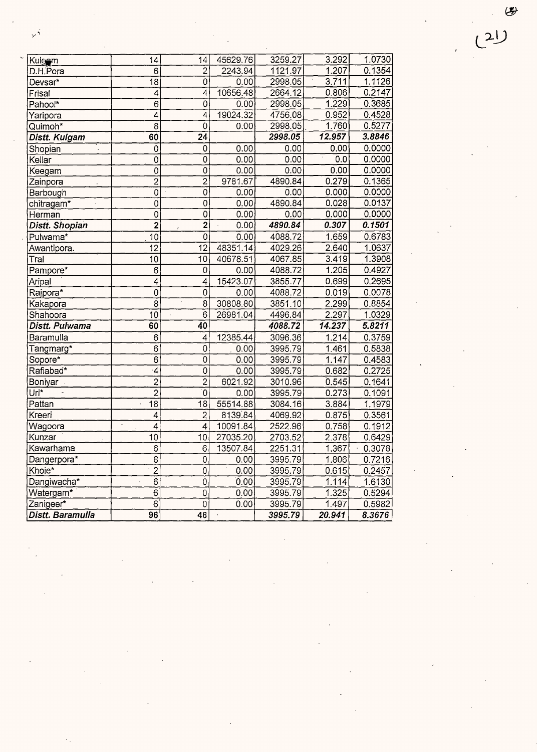| Kulgam | 14 | 14 | 45629.76 | 3259.27 | 3.292 | 1.0730 |
|---|---|---|---|---|---|---|
| D.H.Pora | 6 | 2 | 2243.94 | 1121.97 | 1.207 | 0.1354 |
| Devsar* | 18 | 0 | 0.00 | 2998.05 | 3.711 | 1.1126 |
| Frisal | 4 | 4 | 10656.48 | 2664.12 | 0.806 | 0.2147 |
| Pahool* | 6 | 0 | 0.00 | 2998.05 | 1.229 | 0.3685 |
| Yaripora | 4 | 4 | 19024.32 | 4756.08 | 0.952 | 0.4528 |
| Quimoh* | 8 | 0 | 0.00 | 2998.05 | 1.760 | 0.5277 |
| ***Distt. Kulgam*** | **60** | **24** | | ***2998.05*** | ***12.957*** | ***3.8846*** |
| Shopian | 0 | 0 | 0.00 | 0.00 | 0.00 | 0.0000 |
| Kellar | 0 | 0 | 0.00 | 0.00 | 0.0 | 0.0000 |
| Keegam | 0 | 0 | 0.00 | 0.00 | 0.00 | 0.0000 |
| Zainpora | 2 | 2 | 9781.67 | 4890.84 | 0.279 | 0.1365 |
| Barbough | 0 | 0 | 0.00 | 0.00 | 0.000 | 0.0000 |
| chitragam* | 0 | 0 | 0.00 | 4890.84 | 0.028 | 0.0137 |
| Herman | 0 | 0 | 0.00 | 0.00 | 0.000 | 0.0000 |
| ***Distt. Shopian*** | **2** | **2** | 0.00 | ***4890.84*** | ***0.307*** | ***0.1501*** |
| Pulwama* | 10 | 0 | 0.00 | 4088.72 | 1.659 | 0.6783 |
| Awantipora. | 12 | 12 | 48351.14 | 4029.26 | 2.640 | 1.0637 |
| Tral | 10 | 10 | 40678.51 | 4067.85 | 3.419 | 1.3908 |
| Pampore* | 6 | 0 | 0.00 | 4088.72 | 1.205 | 0.4927 |
| Aripal | 4 | 4 | 15423.07 | 3855.77 | 0.699 | 0.2695 |
| Rajpora* | 0 | 0 | 0.00 | 4088.72 | 0.019 | 0.0078 |
| Kakapora | 8 | 8 | 30808.80 | 3851.10 | 2.299 | 0.8854 |
| Shahoora | 10 | 6 | 26981.04 | 4496.84 | 2.297 | 1.0329 |
| ***Distt. Pulwama*** | **60** | **40** | | ***4088.72*** | ***14.237*** | ***5.8211*** |
| Baramulla | 6 | 4 | 12385.44 | 3096.36 | 1.214 | 0.3759 |
| Tangmarg* | 6 | 0 | 0.00 | 3995.79 | 1.461 | 0.5838 |
| Sopore* | 6 | 0 | 0.00 | 3995.79 | 1.147 | 0.4583 |
| Rafiabad* | 4 | 0 | 0.00 | 3995.79 | 0.682 | 0.2725 |
| Boniyar | 2 | 2 | 6021.92 | 3010.96 | 0.545 | 0.1641 |
| Uri* | 2 | 0 | 0.00 | 3995.79 | 0.273 | 0.1091 |
| Pattan | 18 | 18 | 55514.88 | 3084.16 | 3.884 | 1.1979 |
| Kreeri | 4 | 2 | 8139.84 | 4069.92 | 0.875 | 0.3561 |
| Wagoora | 4 | 4 | 10091.84 | 2522.96 | 0.758 | 0.1912 |
| Kunzar | 10 | 10 | 27035.20 | 2703.52 | 2.378 | 0.6429 |
| Kawarhama | 6 | 6 | 13507.84 | 2251.31 | 1.367 | 0.3078 |
| Dangerpora* | 8 | 0 | 0.00 | 3995.79 | 1.806 | 0.7216 |
| Khoie* | 2 | 0 | 0.00 | 3995.79 | 0.615 | 0.2457 |
| Dangiwacha* | 6 | 0 | 0.00 | 3995.79 | 1.114 | 1.6130 |
| Watergam* | 6 | 0 | 0.00 | 3995.79 | 1.325 | 0.5294 |
| Zanigeer* | 6 | 0 | 0.00 | 3995.79 | 1.497 | 0.5982 |
| ***Distt. Baramulla*** | **96** | **46** | | ***3995.79*** | ***20.941*** | ***8.3676*** |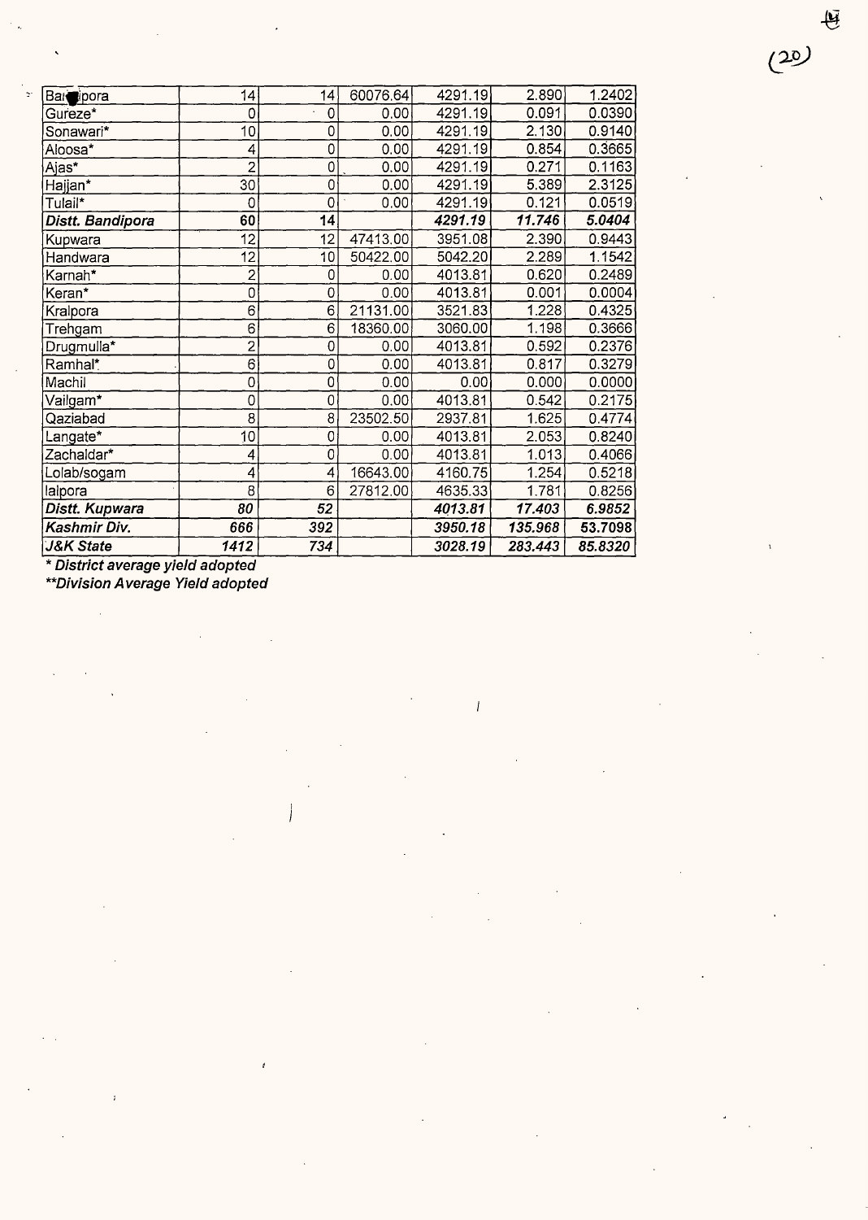| | | | | | | |
|---|---|---|---|---|---|---|
| Bandipora | 14 | 14 | 60076.64 | 4291.19 | 2.890 | 1.2402 |
| Gureze* | 0 | 0 | 0.00 | 4291.19 | 0.091 | 0.0390 |
| Sonawari* | 10 | 0 | 0.00 | 4291.19 | 2.130 | 0.9140 |
| Aloosa* | 4 | 0 | 0.00 | 4291.19 | 0.854 | 0.3665 |
| Ajas* | 2 | 0 | 0.00 | 4291.19 | 0.271 | 0.1163 |
| Hajjan* | 30 | 0 | 0.00 | 4291.19 | 5.389 | 2.3125 |
| Tulail* | 0 | 0 | 0.00 | 4291.19 | 0.121 | 0.0519 |
| ***Distt. Bandipora*** | **60** | **14** | | ***4291.19*** | ***11.746*** | ***5.0404*** |
| Kupwara | 12 | 12 | 47413.00 | 3951.08 | 2.390 | 0.9443 |
| Handwara | 12 | 10 | 50422.00 | 5042.20 | 2.289 | 1.1542 |
| Karnah* | 2 | 0 | 0.00 | 4013.81 | 0.620 | 0.2489 |
| Keran* | 0 | 0 | 0.00 | 4013.81 | 0.001 | 0.0004 |
| Kralpora | 6 | 6 | 21131.00 | 3521.83 | 1.228 | 0.4325 |
| Trehgam | 6 | 6 | 18360.00 | 3060.00 | 1.198 | 0.3666 |
| Drugmulla* | 2 | 0 | 0.00 | 4013.81 | 0.592 | 0.2376 |
| Ramhal* | 6 | 0 | 0.00 | 4013.81 | 0.817 | 0.3279 |
| Machil | 0 | 0 | 0.00 | 0.00 | 0.000 | 0.0000 |
| Vailgam* | 0 | 0 | 0.00 | 4013.81 | 0.542 | 0.2175 |
| Qaziabad | 8 | 8 | 23502.50 | 2937.81 | 1.625 | 0.4774 |
| Langate* | 10 | 0 | 0.00 | 4013.81 | 2.053 | 0.8240 |
| Zachaldar* | 4 | 0 | 0.00 | 4013.81 | 1.013 | 0.4066 |
| Lolab/sogam | 4 | 4 | 16643.00 | 4160.75 | 1.254 | 0.5218 |
| lalpora | 8 | 6 | 27812.00 | 4635.33 | 1.781 | 0.8256 |
| ***Distt. Kupwara*** | ***80*** | ***52*** | | ***4013.81*** | ***17.403*** | ***6.9852*** |
| ***Kashmir Div.*** | ***666*** | ***392*** | | ***3950.18*** | ***135.968*** | ***53.7098*** |
| ***J&K State*** | ***1412*** | ***734*** | | ***3028.19*** | ***283.443*** | ***85.8320*** |

***District average yield adopted***

*****Division Average Yield adopted***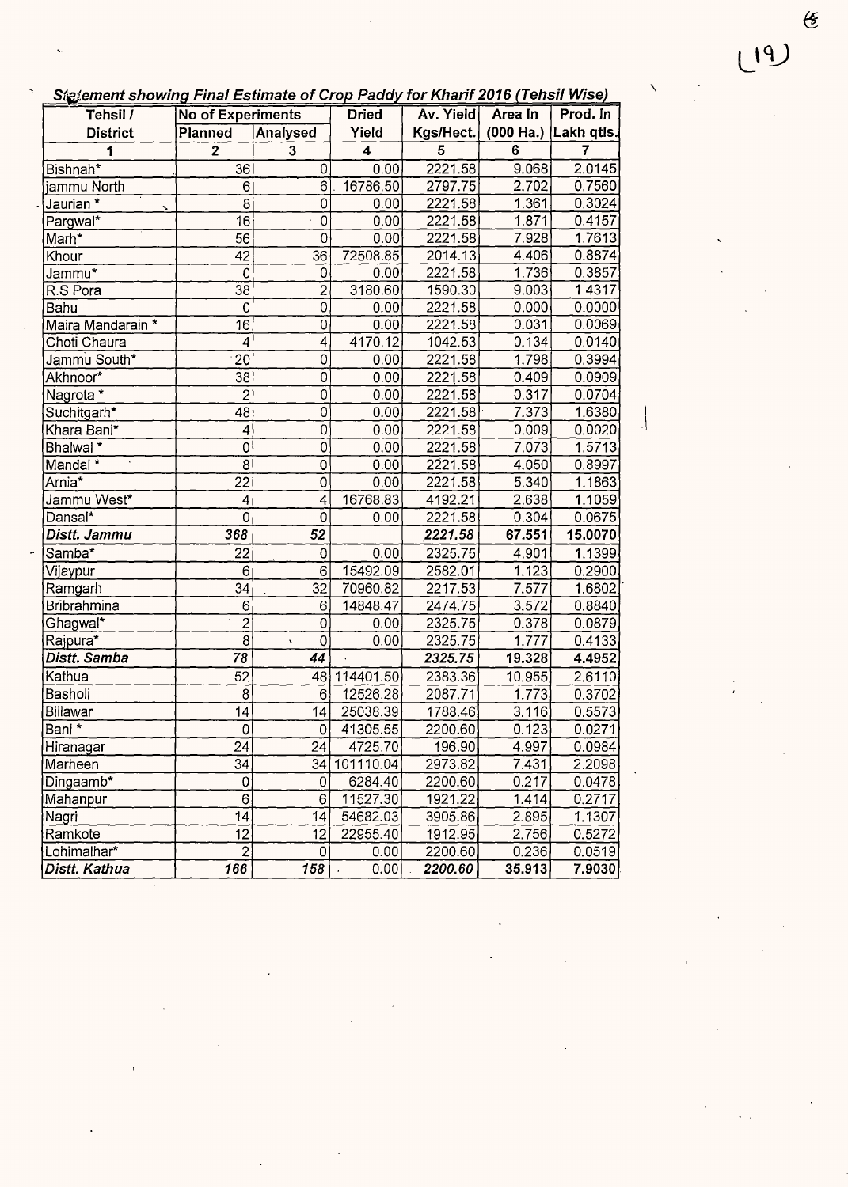### Statement showing Final Estimate of Crop Paddy for Kharif 2016 (Tehsil Wise)

| Tehsil / District | No of Experiments | | Dried Yield | Av. Yeild Kgs/Hect. | Area In (000 Ha.) | Prod. In Lakh qtls. |
|---|---|---|---|---|---|---|
| | Planned | Analysed | | | | |
| 1 | 2 | 3 | 4 | 5 | 6 | 7 |
| Bishnah* | 36 | 0 | 0.00 | 2221.58 | 9.068 | 2.0145 |
| jammu North | 6 | 6 | 16786.50 | 2797.75 | 2.702 | 0.7560 |
| Jaurian * | 8 | 0 | 0.00 | 2221.58 | 1.361 | 0.3024 |
| Pargwal* | 16 | 0 | 0.00 | 2221.58 | 1.871 | 0.4157 |
| Marh* | 56 | 0 | 0.00 | 2221.58 | 7.928 | 1.7613 |
| Khour | 42 | 36 | 72508.85 | 2014.13 | 4.406 | 0.8874 |
| Jammu* | 0 | 0 | 0.00 | 2221.58 | 1.736 | 0.3857 |
| R.S Pora | 38 | 2 | 3180.60 | 1590.30 | 9.003 | 1.4317 |
| Bahu | 0 | 0 | 0.00 | 2221.58 | 0.000 | 0.0000 |
| Maira Mandarain * | 16 | 0 | 0.00 | 2221.58 | 0.031 | 0.0069 |
| Choti Chaura | 4 | 4 | 4170.12 | 1042.53 | 0.134 | 0.0140 |
| Jammu South* | 20 | 0 | 0.00 | 2221.58 | 1.798 | 0.3994 |
| Akhnoor* | 38 | 0 | 0.00 | 2221.58 | 0.409 | 0.0909 |
| Nagrota * | 2 | 0 | 0.00 | 2221.58 | 0.317 | 0.0704 |
| Suchitgarh* | 48 | 0 | 0.00 | 2221.58 | 7.373 | 1.6380 |
| Khara Bani* | 4 | 0 | 0.00 | 2221.58 | 0.009 | 0.0020 |
| Bhalwal * | 0 | 0 | 0.00 | 2221.58 | 7.073 | 1.5713 |
| Mandal * | 8 | 0 | 0.00 | 2221.58 | 4.050 | 0.8997 |
| Arnia* | 22 | 0 | 0.00 | 2221.58 | 5.340 | 1.1863 |
| Jammu West* | 4 | 4 | 16768.83 | 4192.21 | 2.638 | 1.1059 |
| Dansal* | 0 | 0 | 0.00 | 2221.58 | 0.304 | 0.0675 |
| ***Distt. Jammu*** | ***368*** | ***52*** | | ***2221.58*** | ***67.551*** | ***15.0070*** |
| Samba* | 22 | 0 | 0.00 | 2325.75 | 4.901 | 1.1399 |
| Vijaypur | 6 | 6 | 15492.09 | 2582.01 | 1.123 | 0.2900 |
| Ramgarh | 34 | 32 | 70960.82 | 2217.53 | 7.577 | 1.6802 |
| Bribrahmina | 6 | 6 | 14848.47 | 2474.75 | 3.572 | 0.8840 |
| Ghagwal* | 2 | 0 | 0.00 | 2325.75 | 0.378 | 0.0879 |
| Rajpura* | 8 | 0 | 0.00 | 2325.75 | 1.777 | 0.4133 |
| ***Distt. Samba*** | ***78*** | ***44*** | | ***2325.75*** | ***19.328*** | ***4.4952*** |
| Kathua | 52 | 48 | 114401.50 | 2383.36 | 10.955 | 2.6110 |
| Basholi | 8 | 6 | 12526.28 | 2087.71 | 1.773 | 0.3702 |
| Billawar | 14 | 14 | 25038.39 | 1788.46 | 3.116 | 0.5573 |
| Bani * | 0 | 0 | 41305.55 | 2200.60 | 0.123 | 0.0271 |
| Hiranagar | 24 | 24 | 4725.70 | 196.90 | 4.997 | 0.0984 |
| Marheen | 34 | 34 | 101110.04 | 2973.82 | 7.431 | 2.2098 |
| Dingaamb* | 0 | 0 | 6284.40 | 2200.60 | 0.217 | 0.0478 |
| Mahanpur | 6 | 6 | 11527.30 | 1921.22 | 1.414 | 0.2717 |
| Nagri | 14 | 14 | 54682.03 | 3905.86 | 2.895 | 1.1307 |
| Ramkote | 12 | 12 | 22955.40 | 1912.95 | 2.756 | 0.5272 |
| Lohimalhar* | 2 | 0 | 0.00 | 2200.60 | 0.236 | 0.0519 |
| ***Distt. Kathua*** | ***166*** | ***158*** | 0.00 | ***2200.60*** | ***35.913*** | ***7.9030*** |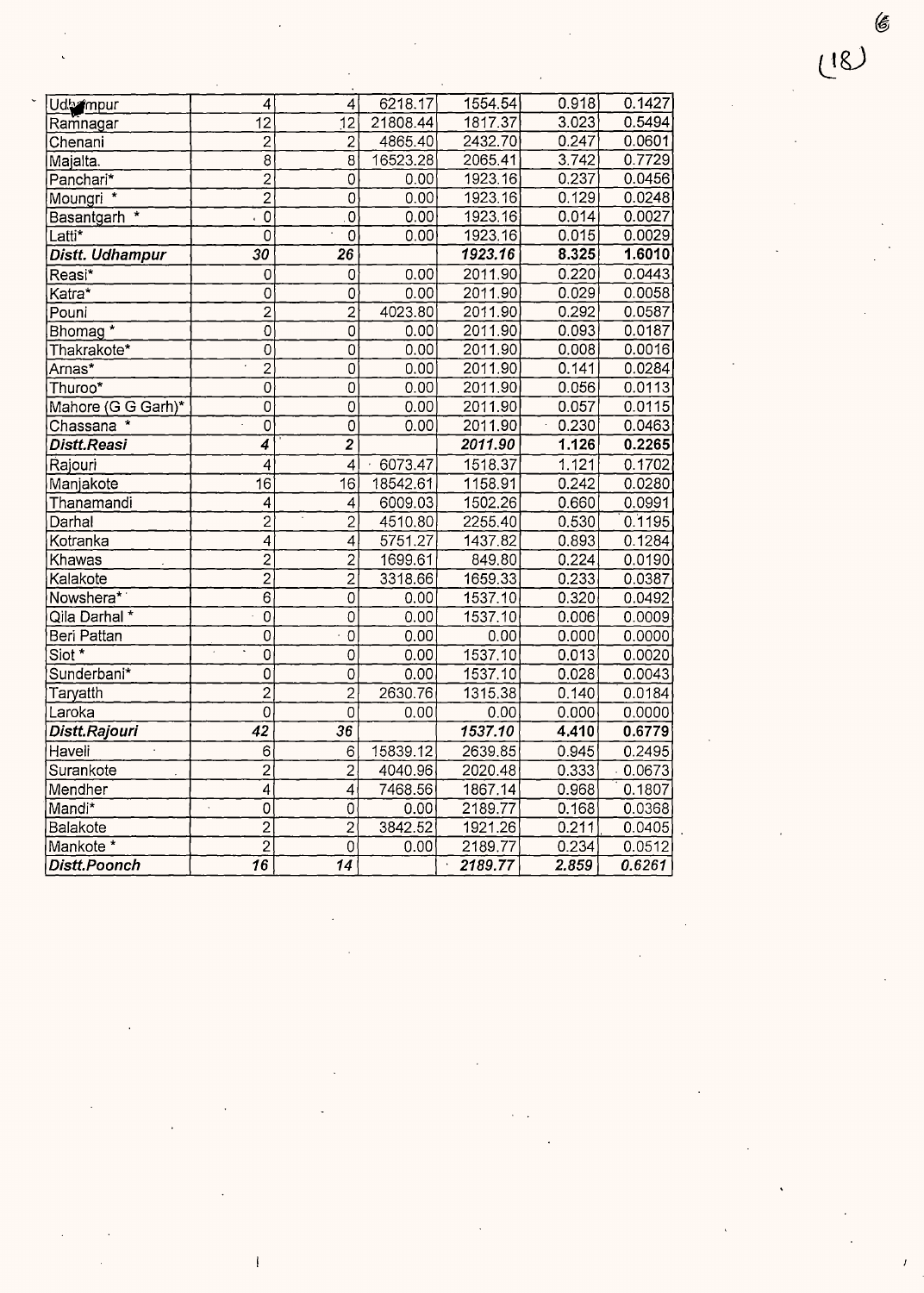| | | | | | | |
|---|---|---|---|---|---|---|
| Udhampur | 4 | 4 | 6218.17 | 1554.54 | 0.918 | 0.1427 |
| Ramnagar | 12 | 12 | 21808.44 | 1817.37 | 3.023 | 0.5494 |
| Chenani | 2 | 2 | 4865.40 | 2432.70 | 0.247 | 0.0601 |
| Majalta. | 8 | 8 | 16523.28 | 2065.41 | 3.742 | 0.7729 |
| Panchari* | 2 | 0 | 0.00 | 1923.16 | 0.237 | 0.0456 |
| Moungri * | 2 | 0 | 0.00 | 1923.16 | 0.129 | 0.0248 |
| Basantgarh * | 0 | 0 | 0.00 | 1923.16 | 0.014 | 0.0027 |
| Latti* | 0 | 0 | 0.00 | 1923.16 | 0.015 | 0.0029 |
| ***Distt. Udhampur*** | ***30*** | ***26*** | | ***1923.16*** | **8.325** | **1.6010** |
| Reasi* | 0 | 0 | 0.00 | 2011.90 | 0.220 | 0.0443 |
| Katra* | 0 | 0 | 0.00 | 2011.90 | 0.029 | 0.0058 |
| Pouni | 2 | 2 | 4023.80 | 2011.90 | 0.292 | 0.0587 |
| Bhomag * | 0 | 0 | 0.00 | 2011.90 | 0.093 | 0.0187 |
| Thakrakote* | 0 | 0 | 0.00 | 2011.90 | 0.008 | 0.0016 |
| Arnas* | 2 | 0 | 0.00 | 2011.90 | 0.141 | 0.0284 |
| Thuroo* | 0 | 0 | 0.00 | 2011.90 | 0.056 | 0.0113 |
| Mahore (G G Garh)* | 0 | 0 | 0.00 | 2011.90 | 0.057 | 0.0115 |
| Chassana * | 0 | 0 | 0.00 | 2011.90 | 0.230 | 0.0463 |
| ***Distt.Reasi*** | ***4*** | ***2*** | | ***2011.90*** | **1.126** | **0.2265** |
| Rajouri | 4 | 4 | 6073.47 | 1518.37 | 1.121 | 0.1702 |
| Manjakote | 16 | 16 | 18542.61 | 1158.91 | 0.242 | 0.0280 |
| Thanamandi | 4 | 4 | 6009.03 | 1502.26 | 0.660 | 0.0991 |
| Darhal | 2 | 2 | 4510.80 | 2255.40 | 0.530 | 0.1195 |
| Kotranka | 4 | 4 | 5751.27 | 1437.82 | 0.893 | 0.1284 |
| Khawas | 2 | 2 | 1699.61 | 849.80 | 0.224 | 0.0190 |
| Kalakote | 2 | 2 | 3318.66 | 1659.33 | 0.233 | 0.0387 |
| Nowshera* | 6 | 0 | 0.00 | 1537.10 | 0.320 | 0.0492 |
| Qila Darhal * | 0 | 0 | 0.00 | 1537.10 | 0.006 | 0.0009 |
| Beri Pattan | 0 | 0 | 0.00 | 0.00 | 0.000 | 0.0000 |
| Siot * | 0 | 0 | 0.00 | 1537.10 | 0.013 | 0.0020 |
| Sunderbani* | 0 | 0 | 0.00 | 1537.10 | 0.028 | 0.0043 |
| Taryatth | 2 | 2 | 2630.76 | 1315.38 | 0.140 | 0.0184 |
| Laroka | 0 | 0 | 0.00 | 0.00 | 0.000 | 0.0000 |
| ***Distt.Rajouri*** | ***42*** | ***36*** | | ***1537.10*** | **4.410** | **0.6779** |
| Haveli | 6 | 6 | 15839.12 | 2639.85 | 0.945 | 0.2495 |
| Surankote | 2 | 2 | 4040.96 | 2020.48 | 0.333 | 0.0673 |
| Mendher | 4 | 4 | 7468.56 | 1867.14 | 0.968 | 0.1807 |
| Mandi* | 0 | 0 | 0.00 | 2189.77 | 0.168 | 0.0368 |
| Balakote | 2 | 2 | 3842.52 | 1921.26 | 0.211 | 0.0405 |
| Mankote * | 2 | 0 | 0.00 | 2189.77 | 0.234 | 0.0512 |
| ***Distt.Poonch*** | ***16*** | ***14*** | | ***2189.77*** | ***2.859*** | ***0.6261*** |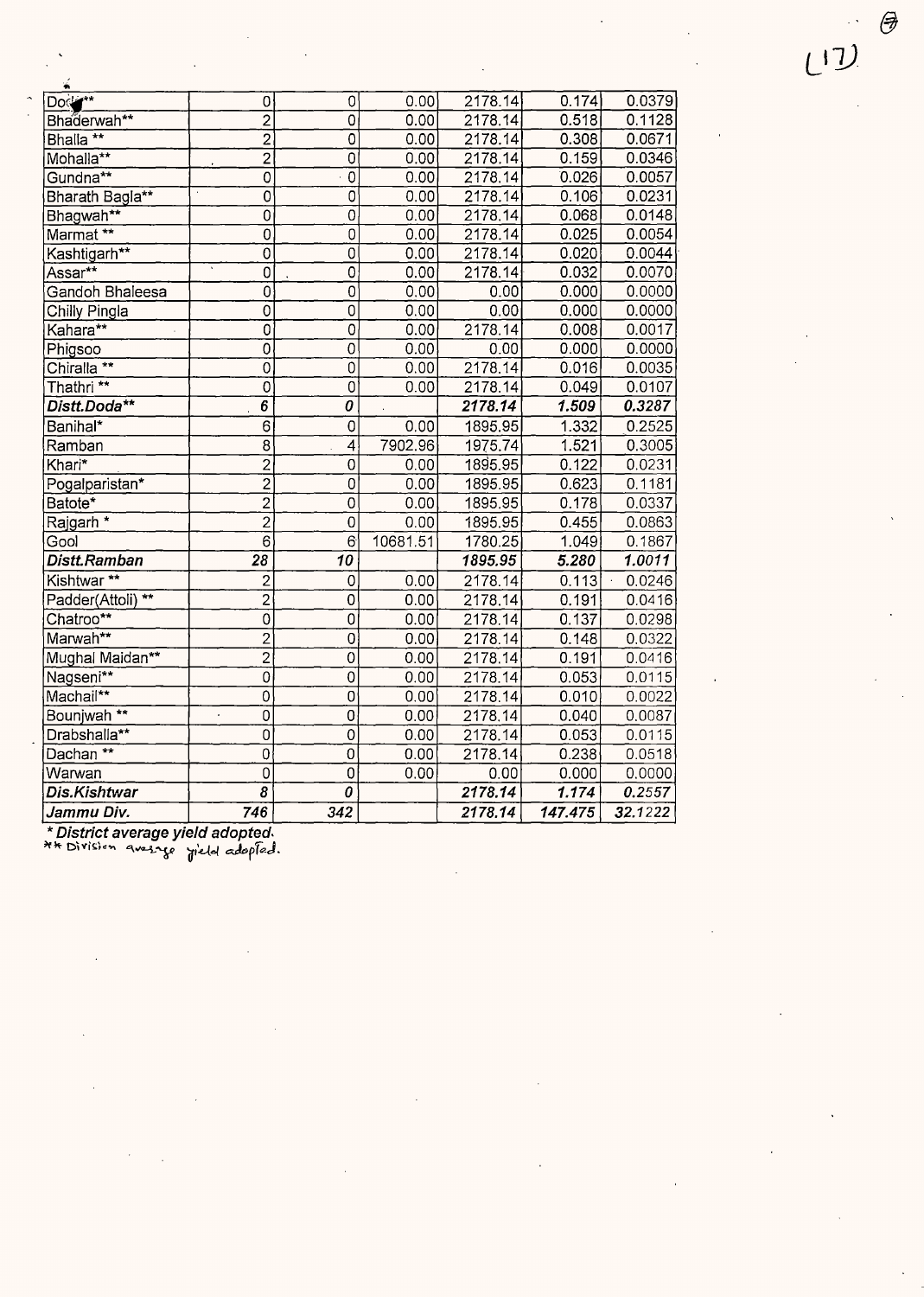| Doda** | 0 | 0 | 0.00 | 2178.14 | 0.174 | 0.0379 |
|---|---|---|---|---|---|---|
| Bhaderwah** | 2 | 0 | 0.00 | 2178.14 | 0.518 | 0.1128 |
| Bhalla ** | 2 | 0 | 0.00 | 2178.14 | 0.308 | 0.0671 |
| Mohalla** | 2 | 0 | 0.00 | 2178.14 | 0.159 | 0.0346 |
| Gundna** | 0 | 0 | 0.00 | 2178.14 | 0.026 | 0.0057 |
| Bharath Bagla** | 0 | 0 | 0.00 | 2178.14 | 0.106 | 0.0231 |
| Bhagwah** | 0 | 0 | 0.00 | 2178.14 | 0.068 | 0.0148 |
| Marmat ** | 0 | 0 | 0.00 | 2178.14 | 0.025 | 0.0054 |
| Kashtigarh** | 0 | 0 | 0.00 | 2178.14 | 0.020 | 0.0044 |
| Assar** | 0 | 0 | 0.00 | 2178.14 | 0.032 | 0.0070 |
| Gandoh Bhaleesa | 0 | 0 | 0.00 | 0.00 | 0.000 | 0.0000 |
| Chilly Pingla | 0 | 0 | 0.00 | 0.00 | 0.000 | 0.0000 |
| Kahara** | 0 | 0 | 0.00 | 2178.14 | 0.008 | 0.0017 |
| Phigsoo | 0 | 0 | 0.00 | 0.00 | 0.000 | 0.0000 |
| Chiralla ** | 0 | 0 | 0.00 | 2178.14 | 0.016 | 0.0035 |
| Thathri ** | 0 | 0 | 0.00 | 2178.14 | 0.049 | 0.0107 |
| ***Distt.Doda*** | ***6*** | ***0*** | | ***2178.14*** | ***1.509*** | ***0.3287*** |
| Banihal* | 6 | 0 | 0.00 | 1895.95 | 1.332 | 0.2525 |
| Ramban | 8 | 4 | 7902.96 | 1975.74 | 1.521 | 0.3005 |
| Khari* | 2 | 0 | 0.00 | 1895.95 | 0.122 | 0.0231 |
| Pogalparistan* | 2 | 0 | 0.00 | 1895.95 | 0.623 | 0.1181 |
| Batote* | 2 | 0 | 0.00 | 1895.95 | 0.178 | 0.0337 |
| Rajgarh * | 2 | 0 | 0.00 | 1895.95 | 0.455 | 0.0863 |
| Gool | 6 | 6 | 10681.51 | 1780.25 | 1.049 | 0.1867 |
| ***Distt.Ramban*** | ***28*** | ***10*** | | ***1895.95*** | ***5.280*** | ***1.0011*** |
| Kishtwar ** | 2 | 0 | 0.00 | 2178.14 | 0.113 | 0.0246 |
| Padder(Attoli) ** | 2 | 0 | 0.00 | 2178.14 | 0.191 | 0.0416 |
| Chatroo** | 0 | 0 | 0.00 | 2178.14 | 0.137 | 0.0298 |
| Marwah** | 2 | 0 | 0.00 | 2178.14 | 0.148 | 0.0322 |
| Mughal Maidan** | 2 | 0 | 0.00 | 2178.14 | 0.191 | 0.0416 |
| Nagseni** | 0 | 0 | 0.00 | 2178.14 | 0.053 | 0.0115 |
| Machail** | 0 | 0 | 0.00 | 2178.14 | 0.010 | 0.0022 |
| Bounjwah ** | 0 | 0 | 0.00 | 2178.14 | 0.040 | 0.0087 |
| Drabshalla** | 0 | 0 | 0.00 | 2178.14 | 0.053 | 0.0115 |
| Dachan ** | 0 | 0 | 0.00 | 2178.14 | 0.238 | 0.0518 |
| Warwan | 0 | 0 | 0.00 | 0.00 | 0.000 | 0.0000 |
| ***Dis.Kishtwar*** | ***8*** | ***0*** | | ***2178.14*** | ***1.174*** | ***0.2557*** |
| ***Jammu Div.*** | ***746*** | ***342*** | | ***2178.14*** | ***147.475*** | ***32.1222*** |

* *District average yield adopted.*

** Division average yield adopted.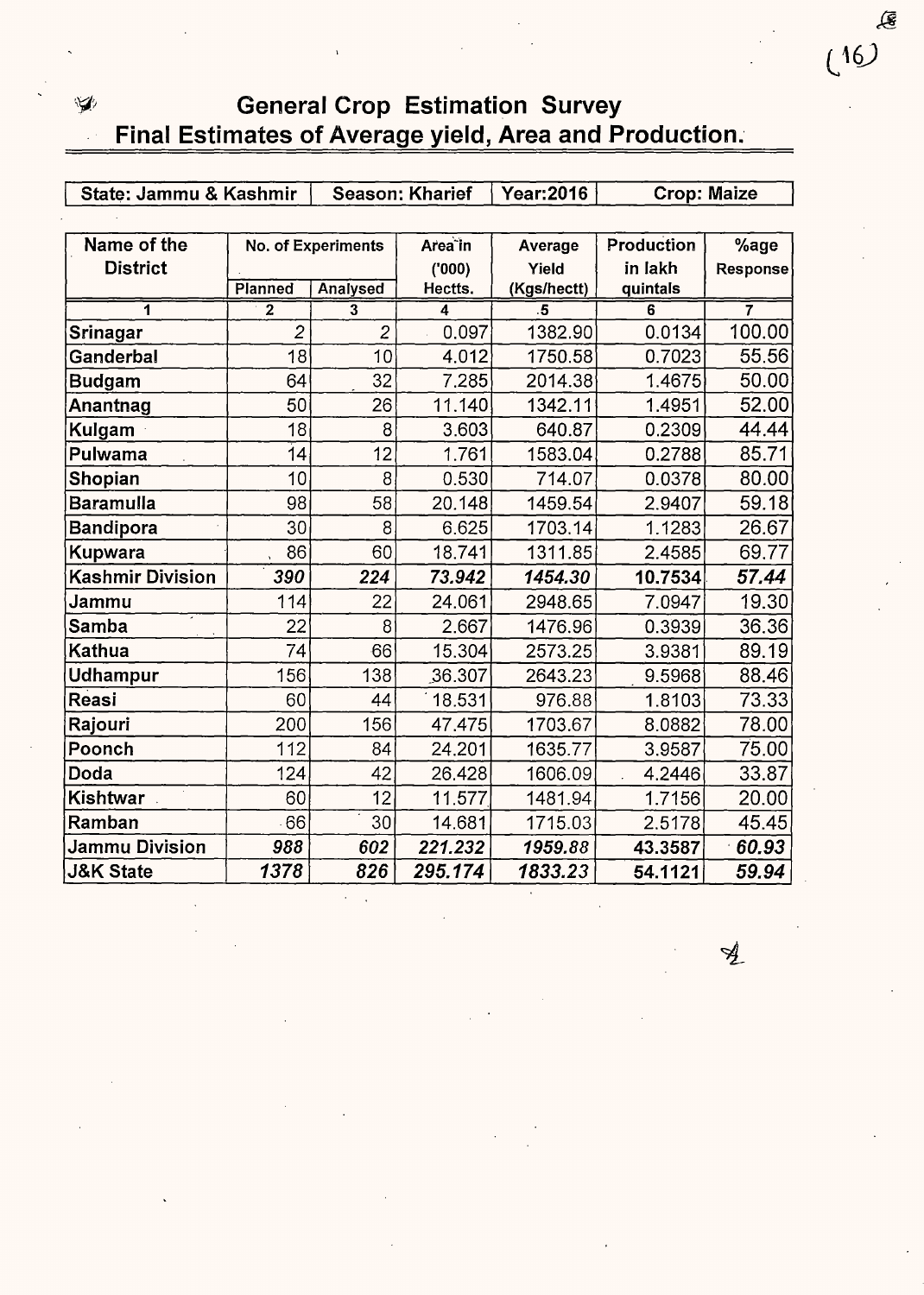# General Crop Estimation Survey
## Final Estimates of Average yield, Area and Production.

| State: Jammu & Kashmir | Season: Kharief | Year:2016 | Crop: Maize |
|---|---|---|---|

| Name of the District | No. of Experiments | | Area in ('000) Hectts. | Average Yield (Kgs/hectt) | Production in lakh quintals | %age Response |
|---|---|---|---|---|---|---|
| | Planned | Analysed | | | | |
| 1 | 2 | 3 | 4 | 5 | 6 | 7 |
| Srinagar | 2 | 2 | 0.097 | 1382.90 | 0.0134 | 100.00 |
| Ganderbal | 18 | 10 | 4.012 | 1750.58 | 0.7023 | 55.56 |
| Budgam | 64 | 32 | 7.285 | 2014.38 | 1.4675 | 50.00 |
| Anantnag | 50 | 26 | 11.140 | 1342.11 | 1.4951 | 52.00 |
| Kulgam | 18 | 8 | 3.603 | 640.87 | 0.2309 | 44.44 |
| Pulwama | 14 | 12 | 1.761 | 1583.04 | 0.2788 | 85.71 |
| Shopian | 10 | 8 | 0.530 | 714.07 | 0.0378 | 80.00 |
| Baramulla | 98 | 58 | 20.148 | 1459.54 | 2.9407 | 59.18 |
| Bandipora | 30 | 8 | 6.625 | 1703.14 | 1.1283 | 26.67 |
| Kupwara | 86 | 60 | 18.741 | 1311.85 | 2.4585 | 69.77 |
| **Kashmir Division** | ***390*** | ***224*** | ***73.942*** | ***1454.30*** | **10.7534** | ***57.44*** |
| Jammu | 114 | 22 | 24.061 | 2948.65 | 7.0947 | 19.30 |
| Samba | 22 | 8 | 2.667 | 1476.96 | 0.3939 | 36.36 |
| Kathua | 74 | 66 | 15.304 | 2573.25 | 3.9381 | 89.19 |
| Udhampur | 156 | 138 | 36.307 | 2643.23 | 9.5968 | 88.46 |
| Reasi | 60 | 44 | 18.531 | 976.88 | 1.8103 | 73.33 |
| Rajouri | 200 | 156 | 47.475 | 1703.67 | 8.0882 | 78.00 |
| Poonch | 112 | 84 | 24.201 | 1635.77 | 3.9587 | 75.00 |
| Doda | 124 | 42 | 26.428 | 1606.09 | 4.2446 | 33.87 |
| Kishtwar | 60 | 12 | 11.577 | 1481.94 | 1.7156 | 20.00 |
| Ramban | 66 | 30 | 14.681 | 1715.03 | 2.5178 | 45.45 |
| **Jammu Division** | ***988*** | ***602*** | ***221.232*** | ***1959.88*** | **43.3587** | ***60.93*** |
| **J&K State** | ***1378*** | ***826*** | ***295.174*** | ***1833.23*** | **54.1121** | ***59.94*** |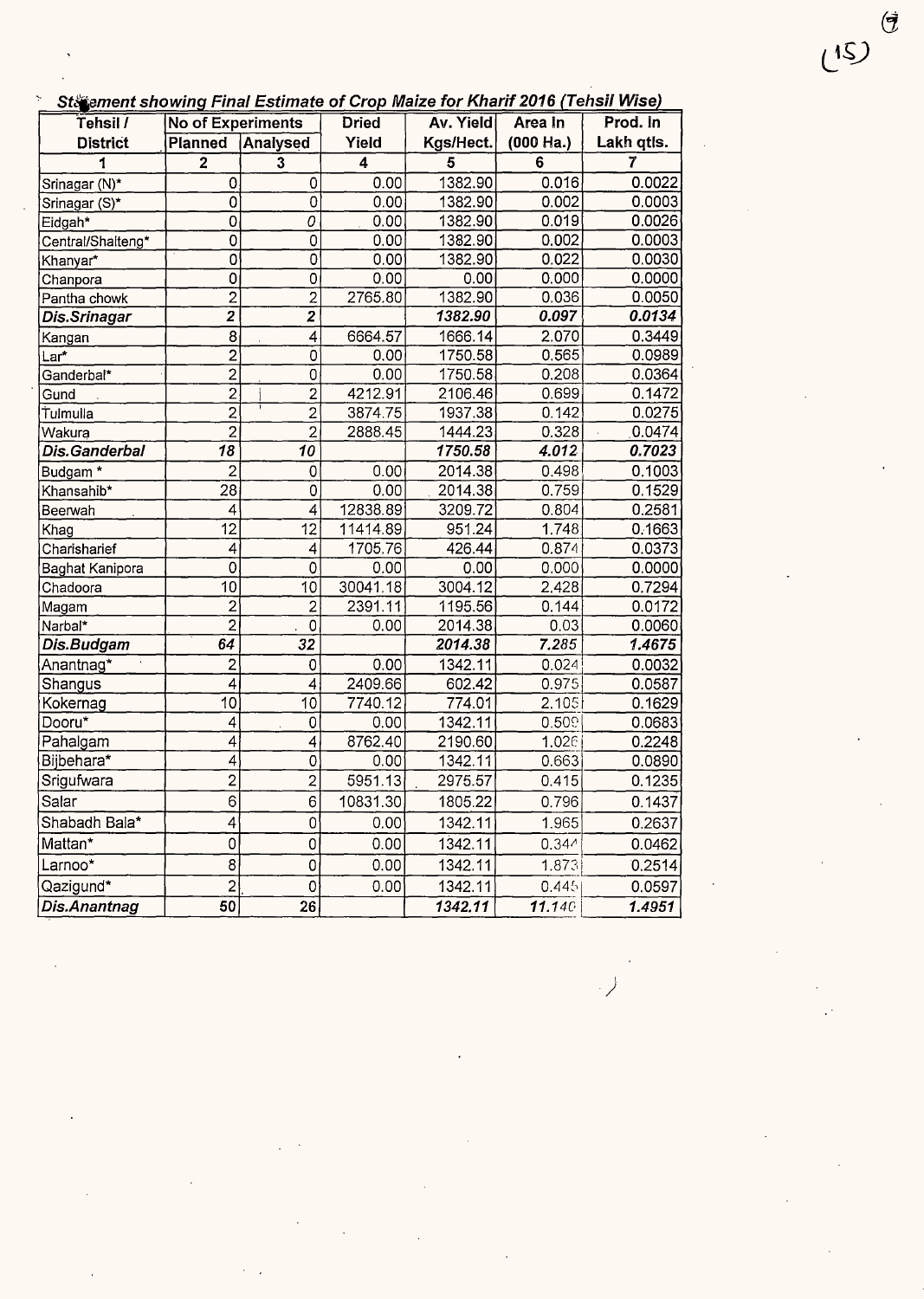### Statement showing Final Estimate of Crop Maize for Kharif 2016 (Tehsil Wise)

| Tehsil / District | No of Experiments | | Dried Yield | Av. Yield Kgs/Hect. | Area In (000 Ha.) | Prod. In Lakh qtls. |
|---|---|---|---|---|---|---|
| | Planned | Analysed | | | | |
| 1 | 2 | 3 | 4 | 5 | 6 | 7 |
| Srinagar (N)* | 0 | 0 | 0.00 | 1382.90 | 0.016 | 0.0022 |
| Srinagar (S)* | 0 | 0 | 0.00 | 1382.90 | 0.002 | 0.0003 |
| Eidgah* | 0 | 0 | 0.00 | 1382.90 | 0.019 | 0.0026 |
| Central/Shalteng* | 0 | 0 | 0.00 | 1382.90 | 0.002 | 0.0003 |
| Khanyar* | 0 | 0 | 0.00 | 1382.90 | 0.022 | 0.0030 |
| Chanpora | 0 | 0 | 0.00 | 0.00 | 0.000 | 0.0000 |
| Pantha chowk | 2 | 2 | 2765.80 | 1382.90 | 0.036 | 0.0050 |
| ***Dis.Srinagar*** | ***2*** | ***2*** | | ***1382.90*** | ***0.097*** | ***0.0134*** |
| Kangan | 8 | 4 | 6664.57 | 1666.14 | 2.070 | 0.3449 |
| Lar* | 2 | 0 | 0.00 | 1750.58 | 0.565 | 0.0989 |
| Ganderbal* | 2 | 0 | 0.00 | 1750.58 | 0.208 | 0.0364 |
| Gund | 2 | 2 | 4212.91 | 2106.46 | 0.699 | 0.1472 |
| Tulmulla | 2 | 2 | 3874.75 | 1937.38 | 0.142 | 0.0275 |
| Wakura | 2 | 2 | 2888.45 | 1444.23 | 0.328 | 0.0474 |
| ***Dis.Ganderbal*** | ***18*** | ***10*** | | ***1750.58*** | ***4.012*** | ***0.7023*** |
| Budgam * | 2 | 0 | 0.00 | 2014.38 | 0.498 | 0.1003 |
| Khansahib* | 28 | 0 | 0.00 | 2014.38 | 0.759 | 0.1529 |
| Beerwah | 4 | 4 | 12838.89 | 3209.72 | 0.804 | 0.2581 |
| Khag | 12 | 12 | 11414.89 | 951.24 | 1.748 | 0.1663 |
| Charisharief | 4 | 4 | 1705.76 | 426.44 | 0.874 | 0.0373 |
| Baghat Kanipora | 0 | 0 | 0.00 | 0.00 | 0.000 | 0.0000 |
| Chadoora | 10 | 10 | 30041.18 | 3004.12 | 2.428 | 0.7294 |
| Magam | 2 | 2 | 2391.11 | 1195.56 | 0.144 | 0.0172 |
| Narbal* | 2 | 0 | 0.00 | 2014.38 | 0.03 | 0.0060 |
| ***Dis.Budgam*** | ***64*** | ***32*** | | ***2014.38*** | ***7.285*** | ***1.4675*** |
| Anantnag* | 2 | 0 | 0.00 | 1342.11 | 0.024 | 0.0032 |
| Shangus | 4 | 4 | 2409.66 | 602.42 | 0.975 | 0.0587 |
| Kokernag | 10 | 10 | 7740.12 | 774.01 | 2.105 | 0.1629 |
| Dooru* | 4 | 0 | 0.00 | 1342.11 | 0.509 | 0.0683 |
| Pahalgam | 4 | 4 | 8762.40 | 2190.60 | 1.026 | 0.2248 |
| Bijbehara* | 4 | 0 | 0.00 | 1342.11 | 0.663 | 0.0890 |
| Srigufwara | 2 | 2 | 5951.13 | 2975.57 | 0.415 | 0.1235 |
| Salar | 6 | 6 | 10831.30 | 1805.22 | 0.796 | 0.1437 |
| Shabadh Bala* | 4 | 0 | 0.00 | 1342.11 | 1.965 | 0.2637 |
| Mattan* | 0 | 0 | 0.00 | 1342.11 | 0.344 | 0.0462 |
| Larnoo* | 8 | 0 | 0.00 | 1342.11 | 1.873 | 0.2514 |
| Qazigund* | 2 | 0 | 0.00 | 1342.11 | 0.445 | 0.0597 |
| ***Dis.Anantnag*** | ***50*** | ***26*** | | ***1342.11*** | ***11.140*** | ***1.4951*** |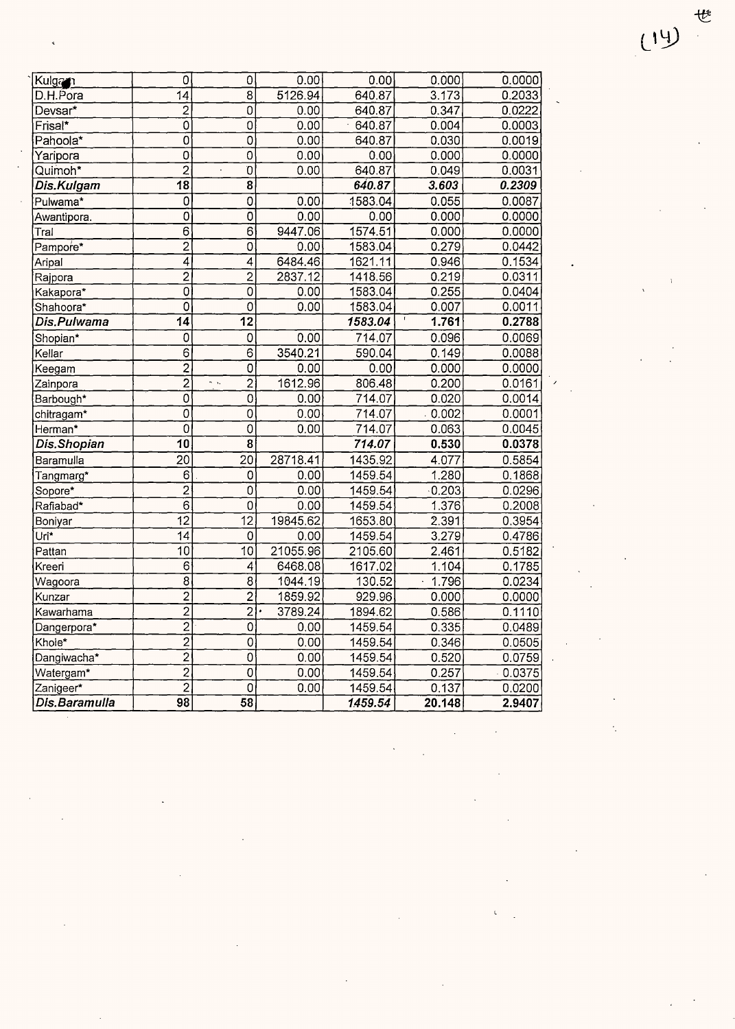| Kulgam | 0 | 0 | 0.00 | 0.00 | 0.000 | 0.0000 |
|---|---|---|---|---|---|---|
| D.H.Pora | 14 | 8 | 5126.94 | 640.87 | 3.173 | 0.2033 |
| Devsar* | 2 | 0 | 0.00 | 640.87 | 0.347 | 0.0222 |
| Frisal* | 0 | 0 | 0.00 | 640.87 | 0.004 | 0.0003 |
| Pahoola* | 0 | 0 | 0.00 | 640.87 | 0.030 | 0.0019 |
| Yaripora | 0 | 0 | 0.00 | 0.00 | 0.000 | 0.0000 |
| Quimoh* | 2 | 0 | 0.00 | 640.87 | 0.049 | 0.0031 |
| ***Dis.Kulgam*** | **18** | **8** | | ***640.87*** | ***3.603*** | ***0.2309*** |
| Pulwama* | 0 | 0 | 0.00 | 1583.04 | 0.055 | 0.0087 |
| Awantipora. | 0 | 0 | 0.00 | 0.00 | 0.000 | 0.0000 |
| Tral | 6 | 6 | 9447.06 | 1574.51 | 0.000 | 0.0000 |
| Pampore* | 2 | 0 | 0.00 | 1583.04 | 0.279 | 0.0442 |
| Aripal | 4 | 4 | 6484.46 | 1621.11 | 0.946 | 0.1534 |
| Rajpora | 2 | 2 | 2837.12 | 1418.56 | 0.219 | 0.0311 |
| Kakapora* | 0 | 0 | 0.00 | 1583.04 | 0.255 | 0.0404 |
| Shahoora* | 0 | 0 | 0.00 | 1583.04 | 0.007 | 0.0011 |
| ***Dis.Pulwama*** | **14** | **12** | | ***1583.04*** | **1.761** | **0.2788** |
| Shopian* | 0 | 0 | 0.00 | 714.07 | 0.096 | 0.0069 |
| Kellar | 6 | 6 | 3540.21 | 590.04 | 0.149 | 0.0088 |
| Keegam | 2 | 0 | 0.00 | 0.00 | 0.000 | 0.0000 |
| Zainpora | 2 | 2 | 1612.96 | 806.48 | 0.200 | 0.0161 |
| Barbough* | 0 | 0 | 0.00 | 714.07 | 0.020 | 0.0014 |
| chitragam* | 0 | 0 | 0.00 | 714.07 | 0.002 | 0.0001 |
| Herman* | 0 | 0 | 0.00 | 714.07 | 0.063 | 0.0045 |
| ***Dis.Shopian*** | **10** | **8** | | ***714.07*** | **0.530** | **0.0378** |
| Baramulla | 20 | 20 | 28718.41 | 1435.92 | 4.077 | 0.5854 |
| Tangmarg* | 6 | 0 | 0.00 | 1459.54 | 1.280 | 0.1868 |
| Sopore* | 2 | 0 | 0.00 | 1459.54 | 0.203 | 0.0296 |
| Rafiabad* | 6 | 0 | 0.00 | 1459.54 | 1.376 | 0.2008 |
| Boniyar | 12 | 12 | 19845.62 | 1653.80 | 2.391 | 0.3954 |
| Uri* | 14 | 0 | 0.00 | 1459.54 | 3.279 | 0.4786 |
| Pattan | 10 | 10 | 21055.96 | 2105.60 | 2.461 | 0.5182 |
| Kreeri | 6 | 4 | 6468.08 | 1617.02 | 1.104 | 0.1785 |
| Wagoora | 8 | 8 | 1044.19 | 130.52 | 1.796 | 0.0234 |
| Kunzar | 2 | 2 | 1859.92 | 929.96 | 0.000 | 0.0000 |
| Kawarhama | 2 | 2 | 3789.24 | 1894.62 | 0.586 | 0.1110 |
| Dangerpora* | 2 | 0 | 0.00 | 1459.54 | 0.335 | 0.0489 |
| Khoie* | 2 | 0 | 0.00 | 1459.54 | 0.346 | 0.0505 |
| Dangiwacha* | 2 | 0 | 0.00 | 1459.54 | 0.520 | 0.0759 |
| Watergam* | 2 | 0 | 0.00 | 1459.54 | 0.257 | 0.0375 |
| Zanigeer* | 2 | 0 | 0.00 | 1459.54 | 0.137 | 0.0200 |
| ***Dis.Baramulla*** | **98** | **58** | | ***1459.54*** | **20.148** | **2.9407** |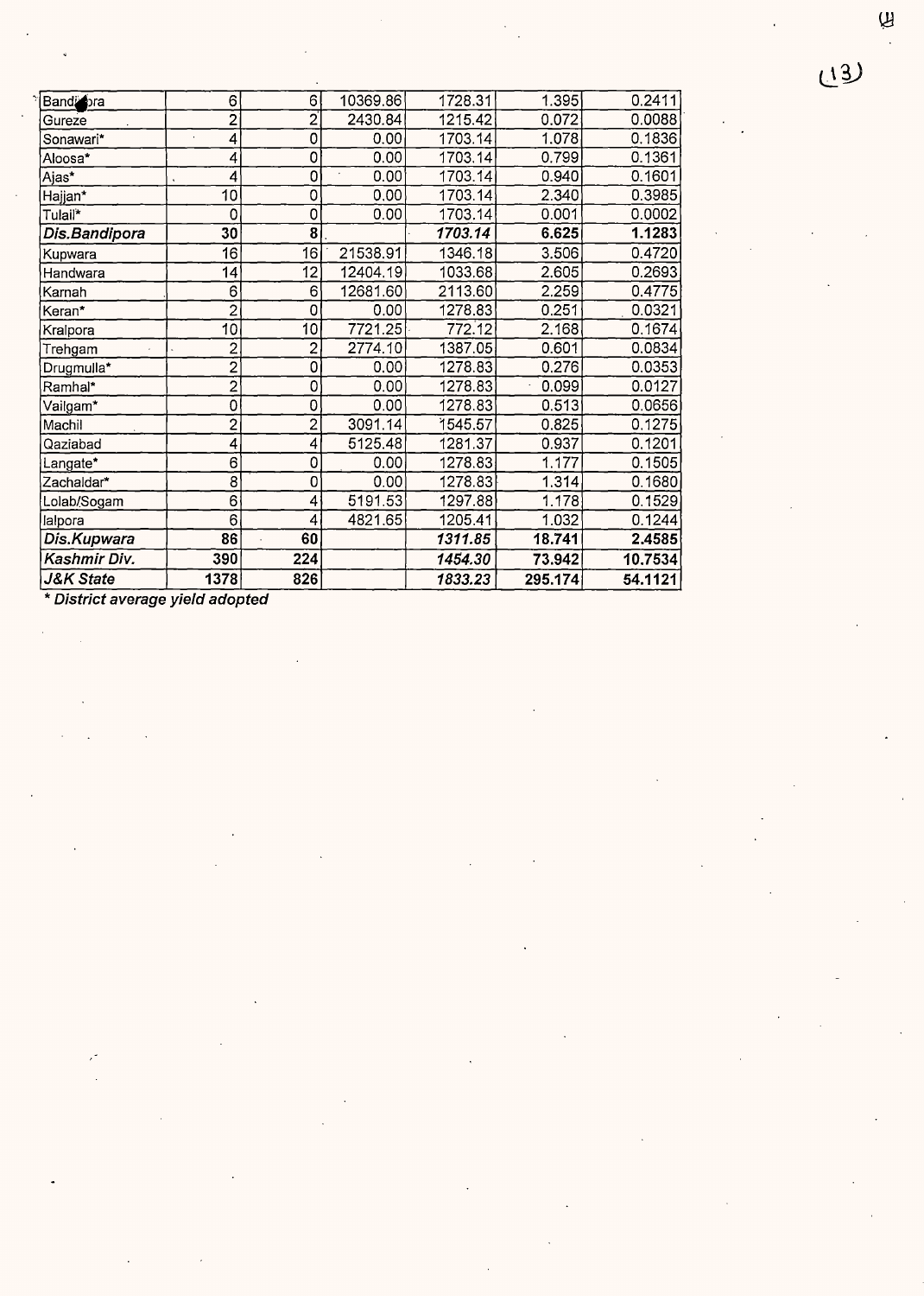| | | | | | | |
|---|---|---|---|---|---|---|
| Bandipora | 6 | 6 | 10369.86 | 1728.31 | 1.395 | 0.2411 |
| Gureze | 2 | 2 | 2430.84 | 1215.42 | 0.072 | 0.0088 |
| Sonawari* | 4 | 0 | 0.00 | 1703.14 | 1.078 | 0.1836 |
| Aloosa* | 4 | 0 | 0.00 | 1703.14 | 0.799 | 0.1361 |
| Ajas* | 4 | 0 | 0.00 | 1703.14 | 0.940 | 0.1601 |
| Hajjan* | 10 | 0 | 0.00 | 1703.14 | 2.340 | 0.3985 |
| Tulail* | 0 | 0 | 0.00 | 1703.14 | 0.001 | 0.0002 |
| ***Dis.Bandipora*** | **30** | **8** | | ***1703.14*** | **6.625** | **1.1283** |
| Kupwara | 16 | 16 | 21538.91 | 1346.18 | 3.506 | 0.4720 |
| Handwara | 14 | 12 | 12404.19 | 1033.68 | 2.605 | 0.2693 |
| Karnah | 6 | 6 | 12681.60 | 2113.60 | 2.259 | 0.4775 |
| Keran* | 2 | 0 | 0.00 | 1278.83 | 0.251 | 0.0321 |
| Kralpora | 10 | 10 | 7721.25 | 772.12 | 2.168 | 0.1674 |
| Trehgam | 2 | 2 | 2774.10 | 1387.05 | 0.601 | 0.0834 |
| Drugmulla* | 2 | 0 | 0.00 | 1278.83 | 0.276 | 0.0353 |
| Ramhal* | 2 | 0 | 0.00 | 1278.83 | 0.099 | 0.0127 |
| Vailgam* | 0 | 0 | 0.00 | 1278.83 | 0.513 | 0.0656 |
| Machil | 2 | 2 | 3091.14 | 1545.57 | 0.825 | 0.1275 |
| Qaziabad | 4 | 4 | 5125.48 | 1281.37 | 0.937 | 0.1201 |
| Langate* | 6 | 0 | 0.00 | 1278.83 | 1.177 | 0.1505 |
| Zachaldar* | 8 | 0 | 0.00 | 1278.83 | 1.314 | 0.1680 |
| Lolab/Sogam | 6 | 4 | 5191.53 | 1297.88 | 1.178 | 0.1529 |
| lalpora | 6 | 4 | 4821.65 | 1205.41 | 1.032 | 0.1244 |
| ***Dis.Kupwara*** | **86** | **60** | | ***1311.85*** | **18.741** | **2.4585** |
| ***Kashmir Div.*** | **390** | **224** | | ***1454.30*** | **73.942** | **10.7534** |
| ***J&K State*** | **1378** | **826** | | ***1833.23*** | **295.174** | **54.1121** |

***\* District average yield adopted***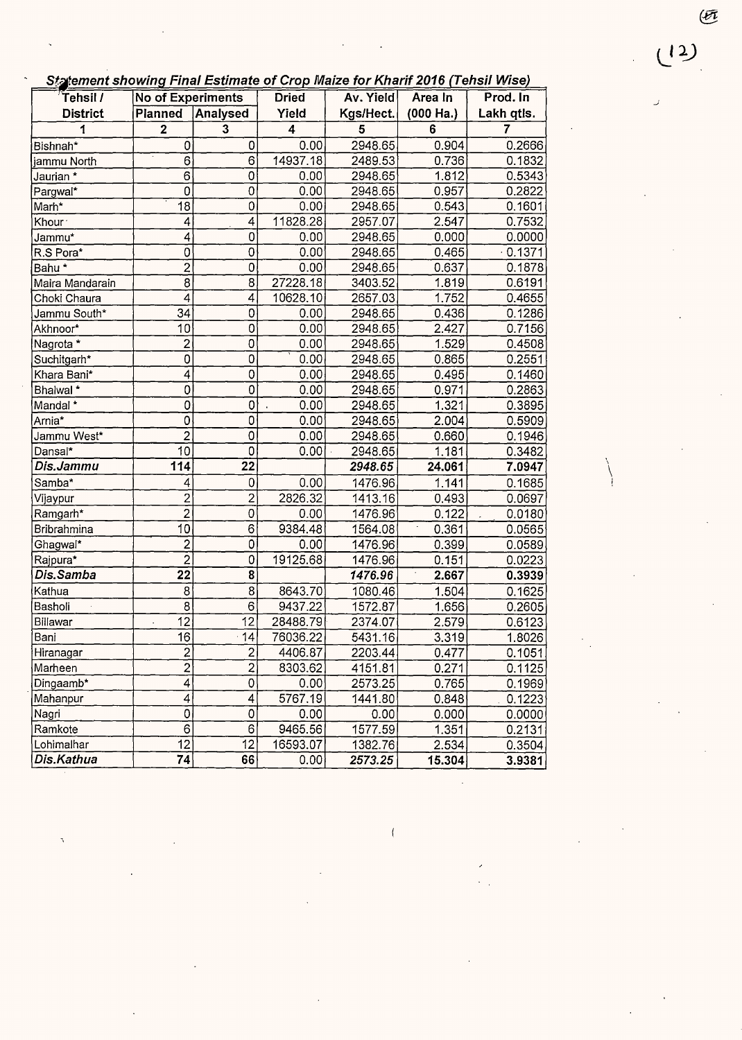## Statement showing Final Estimate of Crop Maize for Kharif 2016 (Tehsil Wise)

| Tehsil / District | No of Experiments | | Dried Yield | Av. Yield Kgs/Hect. | Area In (000 Ha.) | Prod. In Lakh qtls. |
|---|---|---|---|---|---|---|
| | Planned | Analysed | | | | |
| 1 | 2 | 3 | 4 | 5 | 6 | 7 |
| Bishnah* | 0 | 0 | 0.00 | 2948.65 | 0.904 | 0.2666 |
| jammu North | 6 | 6 | 14937.18 | 2489.53 | 0.736 | 0.1832 |
| Jaurian * | 6 | 0 | 0.00 | 2948.65 | 1.812 | 0.5343 |
| Pargwal* | 0 | 0 | 0.00 | 2948.65 | 0.957 | 0.2822 |
| Marh* | 18 | 0 | 0.00 | 2948.65 | 0.543 | 0.1601 |
| Khour | 4 | 4 | 11828.28 | 2957.07 | 2.547 | 0.7532 |
| Jammu* | 4 | 0 | 0.00 | 2948.65 | 0.000 | 0.0000 |
| R.S Pora* | 0 | 0 | 0.00 | 2948.65 | 0.465 | 0.1371 |
| Bahu * | 2 | 0 | 0.00 | 2948.65 | 0.637 | 0.1878 |
| Maira Mandarain | 8 | 8 | 27228.18 | 3403.52 | 1.819 | 0.6191 |
| Choki Chaura | 4 | 4 | 10628.10 | 2657.03 | 1.752 | 0.4655 |
| Jammu South* | 34 | 0 | 0.00 | 2948.65 | 0.436 | 0.1286 |
| Akhnoor* | 10 | 0 | 0.00 | 2948.65 | 2.427 | 0.7156 |
| Nagrota * | 2 | 0 | 0.00 | 2948.65 | 1.529 | 0.4508 |
| Suchitgarh* | 0 | 0 | 0.00 | 2948.65 | 0.865 | 0.2551 |
| Khara Bani* | 4 | 0 | 0.00 | 2948.65 | 0.495 | 0.1460 |
| Bhalwal * | 0 | 0 | 0.00 | 2948.65 | 0.971 | 0.2863 |
| Mandal * | 0 | 0 | 0.00 | 2948.65 | 1.321 | 0.3895 |
| Arnia* | 0 | 0 | 0.00 | 2948.65 | 2.004 | 0.5909 |
| Jammu West* | 2 | 0 | 0.00 | 2948.65 | 0.660 | 0.1946 |
| Dansal* | 10 | 0 | 0.00 | 2948.65 | 1.181 | 0.3482 |
| ***Dis.Jammu*** | **114** | **22** | | ***2948.65*** | **24.061** | **7.0947** |
| Samba* | 4 | 0 | 0.00 | 1476.96 | 1.141 | 0.1685 |
| Vijaypur | 2 | 2 | 2826.32 | 1413.16 | 0.493 | 0.0697 |
| Ramgarh* | 2 | 0 | 0.00 | 1476.96 | 0.122 | 0.0180 |
| Bribrahmina | 10 | 6 | 9384.48 | 1564.08 | 0.361 | 0.0565 |
| Ghagwal* | 2 | 0 | 0.00 | 1476.96 | 0.399 | 0.0589 |
| Rajpura* | 2 | 0 | 19125.68 | 1476.96 | 0.151 | 0.0223 |
| ***Dis.Samba*** | **22** | **8** | | ***1476.96*** | **2.667** | **0.3939** |
| Kathua | 8 | 8 | 8643.70 | 1080.46 | 1.504 | 0.1625 |
| Basholi | 8 | 6 | 9437.22 | 1572.87 | 1.656 | 0.2605 |
| Billawar | 12 | 12 | 28488.79 | 2374.07 | 2.579 | 0.6123 |
| Bani | 16 | 14 | 76036.22 | 5431.16 | 3.319 | 1.8026 |
| Hiranagar | 2 | 2 | 4406.87 | 2203.44 | 0.477 | 0.1051 |
| Marheen | 2 | 2 | 8303.62 | 4151.81 | 0.271 | 0.1125 |
| Dingaamb* | 4 | 0 | 0.00 | 2573.25 | 0.765 | 0.1969 |
| Mahanpur | 4 | 4 | 5767.19 | 1441.80 | 0.848 | 0.1223 |
| Nagri | 0 | 0 | 0.00 | 0.00 | 0.000 | 0.0000 |
| Ramkote | 6 | 6 | 9465.56 | 1577.59 | 1.351 | 0.2131 |
| Lohimalhar | 12 | 12 | 16593.07 | 1382.76 | 2.534 | 0.3504 |
| ***Dis.Kathua*** | **74** | **66** | 0.00 | ***2573.25*** | **15.304** | **3.9381** |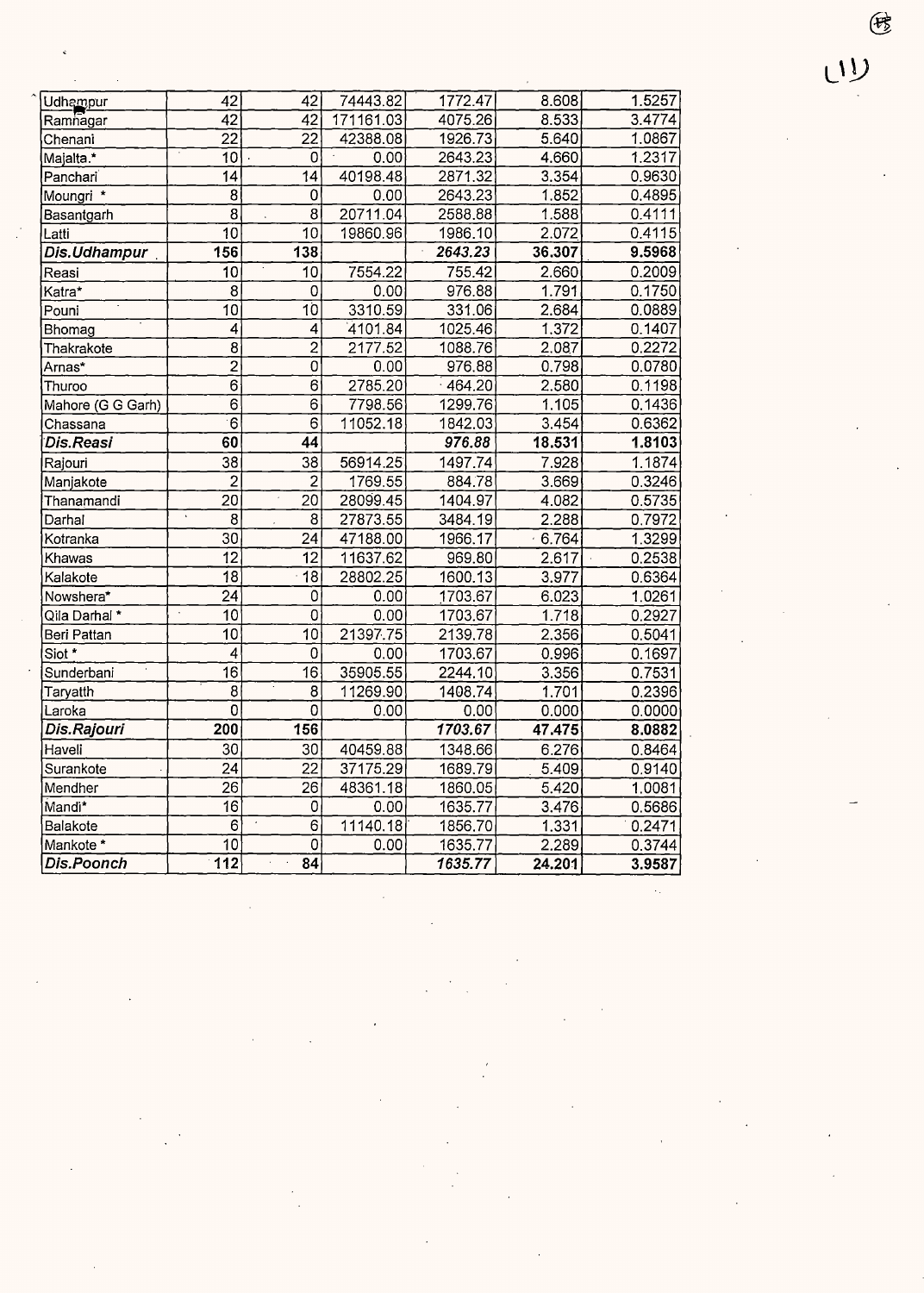| Udhampur | 42 | 42 | 74443.82 | 1772.47 | 8.608 | 1.5257 |
|---|---|---|---|---|---|---|
| Ramnagar | 42 | 42 | 171161.03 | 4075.26 | 8.533 | 3.4774 |
| Chenani | 22 | 22 | 42388.08 | 1926.73 | 5.640 | 1.0867 |
| Majalta.* | 10 | 0 | 0.00 | 2643.23 | 4.660 | 1.2317 |
| Panchari | 14 | 14 | 40198.48 | 2871.32 | 3.354 | 0.9630 |
| Moungri * | 8 | 0 | 0.00 | 2643.23 | 1.852 | 0.4895 |
| Basantgarh | 8 | 8 | 20711.04 | 2588.88 | 1.588 | 0.4111 |
| Latti | 10 | 10 | 19860.96 | 1986.10 | 2.072 | 0.4115 |
| ***Dis.Udhampur*** | **156** | **138** | | ***2643.23*** | **36.307** | **9.5968** |
| Reasi | 10 | 10 | 7554.22 | 755.42 | 2.660 | 0.2009 |
| Katra* | 8 | 0 | 0.00 | 976.88 | 1.791 | 0.1750 |
| Pouni | 10 | 10 | 3310.59 | 331.06 | 2.684 | 0.0889 |
| Bhomag | 4 | 4 | 4101.84 | 1025.46 | 1.372 | 0.1407 |
| Thakrakote | 8 | 2 | 2177.52 | 1088.76 | 2.087 | 0.2272 |
| Arnas* | 2 | 0 | 0.00 | 976.88 | 0.798 | 0.0780 |
| Thuroo | 6 | 6 | 2785.20 | 464.20 | 2.580 | 0.1198 |
| Mahore (G G Garh) | 6 | 6 | 7798.56 | 1299.76 | 1.105 | 0.1436 |
| Chassana | 6 | 6 | 11052.18 | 1842.03 | 3.454 | 0.6362 |
| ***Dis.Reasi*** | **60** | **44** | | ***976.88*** | **18.531** | **1.8103** |
| Rajouri | 38 | 38 | 56914.25 | 1497.74 | 7.928 | 1.1874 |
| Manjakote | 2 | 2 | 1769.55 | 884.78 | 3.669 | 0.3246 |
| Thanamandi | 20 | 20 | 28099.45 | 1404.97 | 4.082 | 0.5735 |
| Darhal | 8 | 8 | 27873.55 | 3484.19 | 2.288 | 0.7972 |
| Kotranka | 30 | 24 | 47188.00 | 1966.17 | 6.764 | 1.3299 |
| Khawas | 12 | 12 | 11637.62 | 969.80 | 2.617 | 0.2538 |
| Kalakote | 18 | 18 | 28802.25 | 1600.13 | 3.977 | 0.6364 |
| Nowshera* | 24 | 0 | 0.00 | 1703.67 | 6.023 | 1.0261 |
| Qila Darhal * | 10 | 0 | 0.00 | 1703.67 | 1.718 | 0.2927 |
| Beri Pattan | 10 | 10 | 21397.75 | 2139.78 | 2.356 | 0.5041 |
| Siot * | 4 | 0 | 0.00 | 1703.67 | 0.996 | 0.1697 |
| Sunderbani | 16 | 16 | 35905.55 | 2244.10 | 3.356 | 0.7531 |
| Taryatth | 8 | 8 | 11269.90 | 1408.74 | 1.701 | 0.2396 |
| Laroka | 0 | 0 | 0.00 | 0.00 | 0.000 | 0.0000 |
| ***Dis.Rajouri*** | **200** | **156** | | ***1703.67*** | **47.475** | **8.0882** |
| Haveli | 30 | 30 | 40459.88 | 1348.66 | 6.276 | 0.8464 |
| Surankote | 24 | 22 | 37175.29 | 1689.79 | 5.409 | 0.9140 |
| Mendher | 26 | 26 | 48361.18 | 1860.05 | 5.420 | 1.0081 |
| Mandi* | 16 | 0 | 0.00 | 1635.77 | 3.476 | 0.5686 |
| Balakote | 6 | 6 | 11140.18 | 1856.70 | 1.331 | 0.2471 |
| Mankote * | 10 | 0 | 0.00 | 1635.77 | 2.289 | 0.3744 |
| ***Dis.Poonch*** | **112** | **84** | | ***1635.77*** | **24.201** | **3.9587** |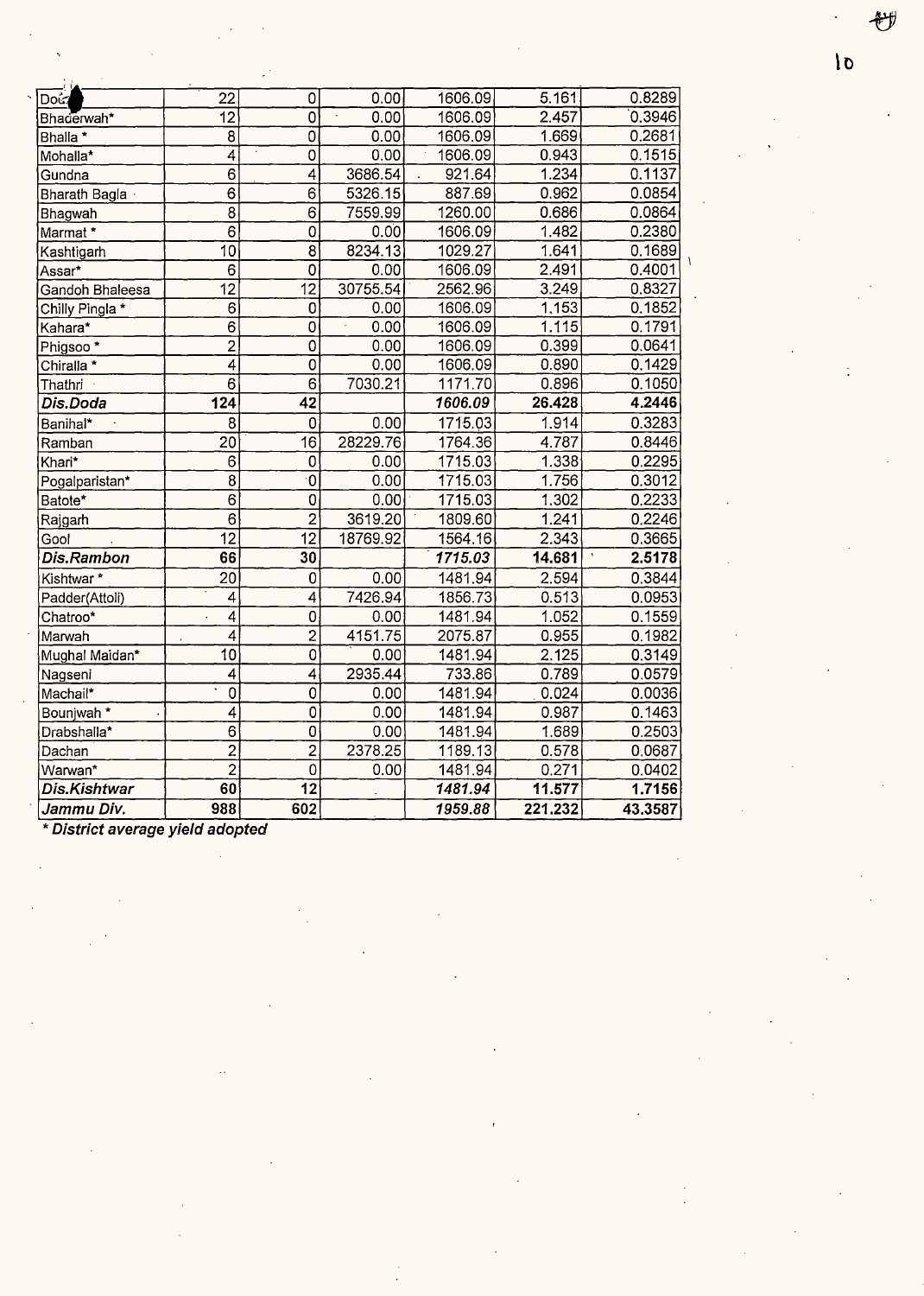| Doda | 22 | 0 | 0.00 | 1606.09 | 5.161 | 0.8289 |
|---|---|---|---|---|---|---|
| Bhaderwah* | 12 | 0 | 0.00 | 1606.09 | 2.457 | 0.3946 |
| Bhalla * | 8 | 0 | 0.00 | 1606.09 | 1.669 | 0.2681 |
| Mohalla* | 4 | 0 | 0.00 | 1606.09 | 0.943 | 0.1515 |
| Gundna | 6 | 4 | 3686.54 | 921.64 | 1.234 | 0.1137 |
| Bharath Bagla | 6 | 6 | 5326.15 | 887.69 | 0.962 | 0.0854 |
| Bhagwah | 8 | 6 | 7559.99 | 1260.00 | 0.686 | 0.0864 |
| Marmat * | 6 | 0 | 0.00 | 1606.09 | 1.482 | 0.2380 |
| Kashtigarh | 10 | 8 | 8234.13 | 1029.27 | 1.641 | 0.1689 |
| Assar* | 6 | 0 | 0.00 | 1606.09 | 2.491 | 0.4001 |
| Gandoh Bhaleesa | 12 | 12 | 30755.54 | 2562.96 | 3.249 | 0.8327 |
| Chilly Pingla * | 6 | 0 | 0.00 | 1606.09 | 1.153 | 0.1852 |
| Kahara* | 6 | 0 | 0.00 | 1606.09 | 1.115 | 0.1791 |
| Phigsoo * | 2 | 0 | 0.00 | 1606.09 | 0.399 | 0.0641 |
| Chiralla * | 4 | 0 | 0.00 | 1606.09 | 0.890 | 0.1429 |
| Thathri | 6 | 6 | 7030.21 | 1171.70 | 0.896 | 0.1050 |
| ***Dis.Doda*** | **124** | **42** | | ***1606.09*** | **26.428** | **4.2446** |
| Banihal* | 8 | 0 | 0.00 | 1715.03 | 1.914 | 0.3283 |
| Ramban | 20 | 16 | 28229.76 | 1764.36 | 4.787 | 0.8446 |
| Khari* | 6 | 0 | 0.00 | 1715.03 | 1.338 | 0.2295 |
| Pogalparistan* | 8 | 0 | 0.00 | 1715.03 | 1.756 | 0.3012 |
| Batote* | 6 | 0 | 0.00 | 1715.03 | 1.302 | 0.2233 |
| Rajgarh | 6 | 2 | 3619.20 | 1809.60 | 1.241 | 0.2246 |
| Gool | 12 | 12 | 18769.92 | 1564.16 | 2.343 | 0.3665 |
| ***Dis.Rambon*** | **66** | **30** | | ***1715.03*** | **14.681** | **2.5178** |
| Kishtwar * | 20 | 0 | 0.00 | 1481.94 | 2.594 | 0.3844 |
| Padder(Attoli) | 4 | 4 | 7426.94 | 1856.73 | 0.513 | 0.0953 |
| Chatroo* | 4 | 0 | 0.00 | 1481.94 | 1.052 | 0.1559 |
| Marwah | 4 | 2 | 4151.75 | 2075.87 | 0.955 | 0.1982 |
| Mughal Maidan* | 10 | 0 | 0.00 | 1481.94 | 2.125 | 0.3149 |
| Nagseni | 4 | 4 | 2935.44 | 733.86 | 0.789 | 0.0579 |
| Machail* | 0 | 0 | 0.00 | 1481.94 | 0.024 | 0.0036 |
| Bounjwah * | 4 | 0 | 0.00 | 1481.94 | 0.987 | 0.1463 |
| Drabshalla* | 6 | 0 | 0.00 | 1481.94 | 1.689 | 0.2503 |
| Dachan | 2 | 2 | 2378.25 | 1189.13 | 0.578 | 0.0687 |
| Warwan* | 2 | 0 | 0.00 | 1481.94 | 0.271 | 0.0402 |
| ***Dis.Kishtwar*** | **60** | **12** | | ***1481.94*** | **11.577** | **1.7156** |
| ***Jammu Div.*** | **988** | **602** | | ***1959.88*** | **221.232** | **43.3587** |

***\* District average yield adopted***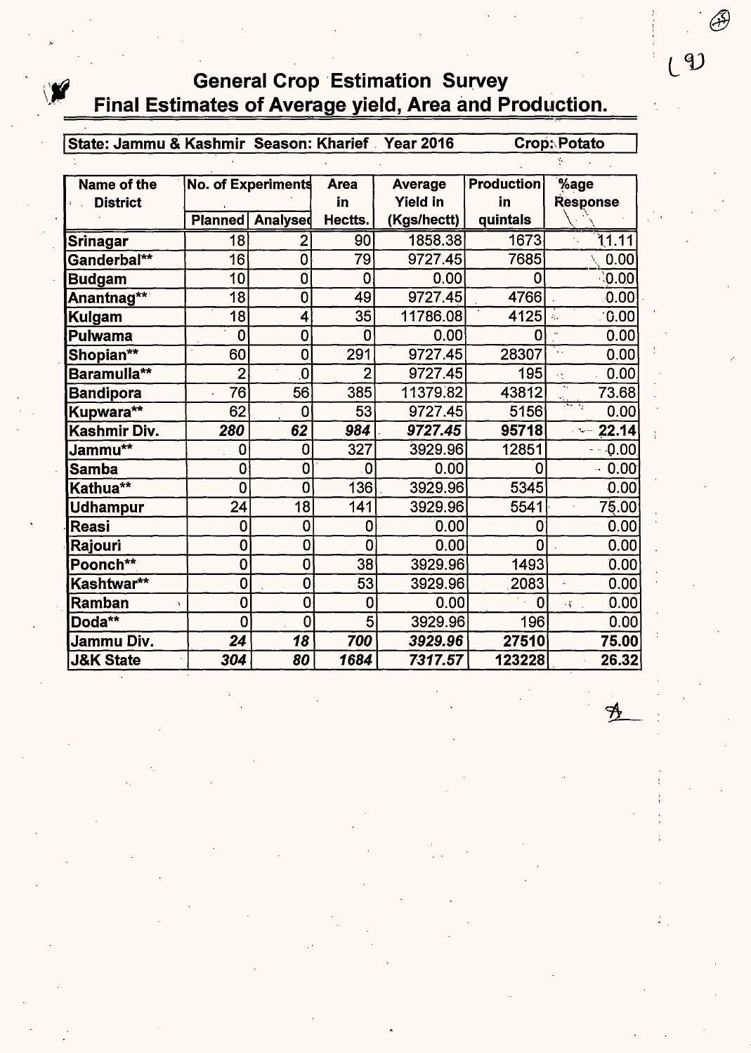# General Crop Estimation Survey

## Final Estimates of Average yield, Area and Production.

**State: Jammu & Kashmir Season: Kharief Year 2016 Crop: Potato**

| Name of the District | No. of Experiments | | Area in Hectts. | Average Yield in (Kgs/hectt) | Production in quintals | %age Response |
|---|---|---|---|---|---|---|
| | Planned | Analysed | | | | |
| Srinagar | 18 | 2 | 90 | 1858.38 | 1673 | 11.11 |
| Ganderbal** | 16 | 0 | 79 | 9727.45 | 7685 | 0.00 |
| Budgam | 10 | 0 | 0 | 0.00 | 0 | 0.00 |
| Anantnag** | 18 | 0 | 49 | 9727.45 | 4766 | 0.00 |
| Kulgam | 18 | 4 | 35 | 11786.08 | 4125 | 0.00 |
| Pulwama | 0 | 0 | 0 | 0.00 | 0 | 0.00 |
| Shopian** | 60 | 0 | 291 | 9727.45 | 28307 | 0.00 |
| Baramulla** | 2 | 0 | 2 | 9727.45 | 195 | 0.00 |
| Bandipora | 76 | 56 | 385 | 11379.82 | 43812 | 73.68 |
| Kupwara** | 62 | 0 | 53 | 9727.45 | 5156 | 0.00 |
| **Kashmir Div.** | ***280*** | ***62*** | ***984*** | ***9727.45*** | **95718** | **22.14** |
| Jammu** | 0 | 0 | 327 | 3929.96 | 12851 | 0.00 |
| Samba | 0 | 0 | 0 | 0.00 | 0 | 0.00 |
| Kathua** | 0 | 0 | 136 | 3929.96 | 5345 | 0.00 |
| Udhampur | 24 | 18 | 141 | 3929.96 | 5541 | 75.00 |
| Reasi | 0 | 0 | 0 | 0.00 | 0 | 0.00 |
| Rajouri | 0 | 0 | 0 | 0.00 | 0 | 0.00 |
| Poonch** | 0 | 0 | 38 | 3929.96 | 1493 | 0.00 |
| Kashtwar** | 0 | 0 | 53 | 3929.96 | 2083 | 0.00 |
| Ramban | 0 | 0 | 0 | 0.00 | 0 | 0.00 |
| Doda** | 0 | 0 | 5 | 3929.96 | 196 | 0.00 |
| **Jammu Div.** | ***24*** | ***18*** | ***700*** | ***3929.96*** | **27510** | **75.00** |
| **J&K State** | ***304*** | ***80*** | ***1684*** | ***7317.57*** | **123228** | **26.32** |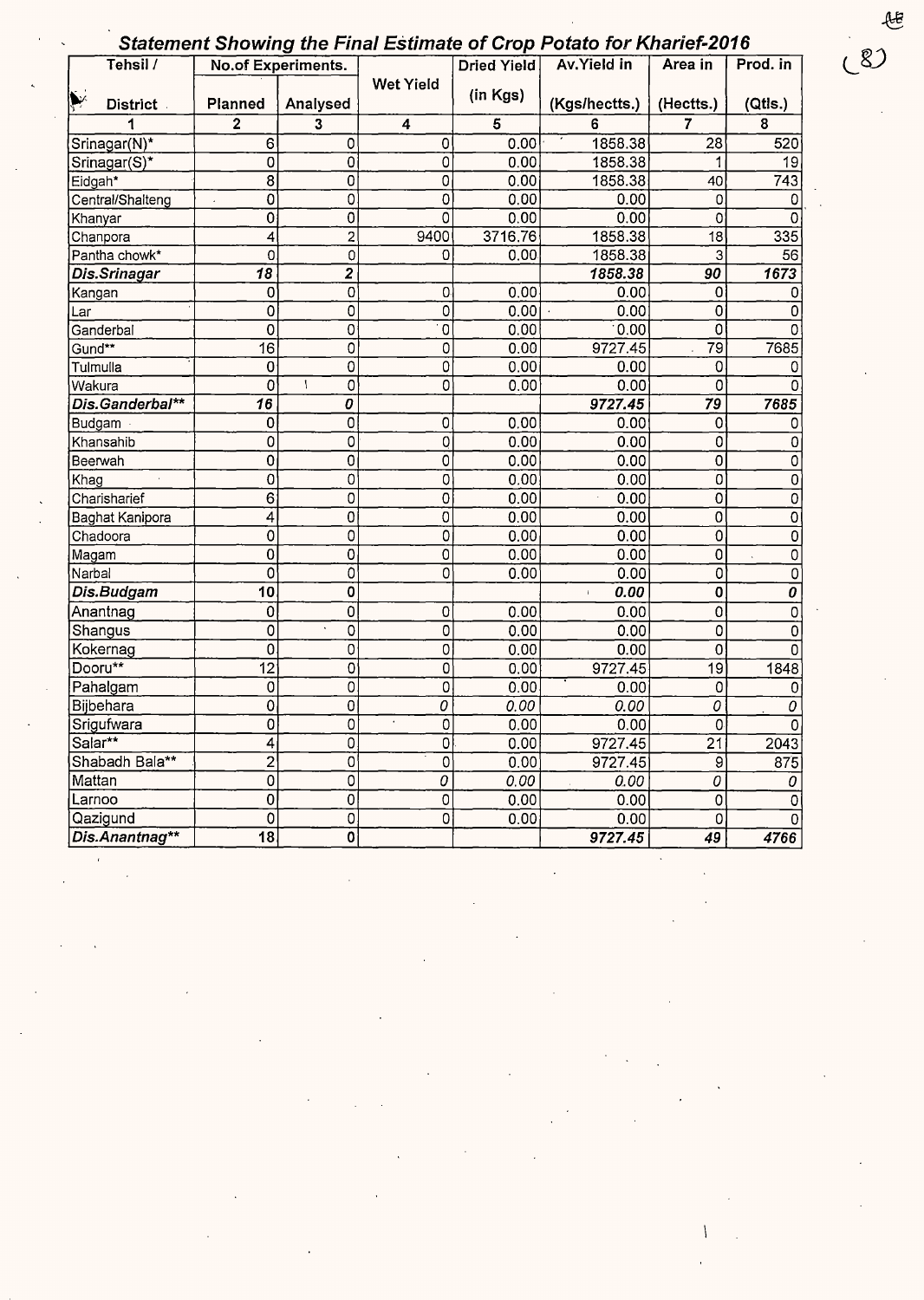## Statement Showing the Final Estimate of Crop Potato for Kharief-2016

| Tehsil / District | No.of Experiments. | | Wet Yield | Dried Yield (in Kgs) | Av.Yield in (Kgs/hectts.) | Area in (Hectts.) | Prod. in (Qtls.) |
|---|---|---|---|---|---|---|---|
| | Planned | Analysed | | | | | |
| 1 | 2 | 3 | 4 | 5 | 6 | 7 | 8 |
| Srinagar(N)* | 6 | 0 | 0 | 0.00 | 1858.38 | 28 | 520 |
| Srinagar(S)* | 0 | 0 | 0 | 0.00 | 1858.38 | 1 | 19 |
| Eidgah* | 8 | 0 | 0 | 0.00 | 1858.38 | 40 | 743 |
| Central/Shalteng | 0 | 0 | 0 | 0.00 | 0.00 | 0 | 0 |
| Khanyar | 0 | 0 | 0 | 0.00 | 0.00 | 0 | 0 |
| Chanpora | 4 | 2 | 9400 | 3716.76 | 1858.38 | 18 | 335 |
| Pantha chowk* | 0 | 0 | 0 | 0.00 | 1858.38 | 3 | 56 |
| ***Dis.Srinagar*** | ***18*** | ***2*** | | | ***1858.38*** | ***90*** | ***1673*** |
| Kangan | 0 | 0 | 0 | 0.00 | 0.00 | 0 | 0 |
| Lar | 0 | 0 | 0 | 0.00 | 0.00 | 0 | 0 |
| Ganderbal | 0 | 0 | 0 | 0.00 | 0.00 | 0 | 0 |
| Gund** | 16 | 0 | 0 | 0.00 | 9727.45 | 79 | 7685 |
| Tulmulla | 0 | 0 | 0 | 0.00 | 0.00 | 0 | 0 |
| Wakura | 0 | 0 | 0 | 0.00 | 0.00 | 0 | 0 |
| ***Dis.Ganderbal**** | ***16*** | ***0*** | | | ***9727.45*** | ***79*** | ***7685*** |
| Budgam | 0 | 0 | 0 | 0.00 | 0.00 | 0 | 0 |
| Khansahib | 0 | 0 | 0 | 0.00 | 0.00 | 0 | 0 |
| Beerwah | 0 | 0 | 0 | 0.00 | 0.00 | 0 | 0 |
| Khag | 0 | 0 | 0 | 0.00 | 0.00 | 0 | 0 |
| Charisharief | 6 | 0 | 0 | 0.00 | 0.00 | 0 | 0 |
| Baghat Kanipora | 4 | 0 | 0 | 0.00 | 0.00 | 0 | 0 |
| Chadoora | 0 | 0 | 0 | 0.00 | 0.00 | 0 | 0 |
| Magam | 0 | 0 | 0 | 0.00 | 0.00 | 0 | 0 |
| Narbal | 0 | 0 | 0 | 0.00 | 0.00 | 0 | 0 |
| ***Dis.Budgam*** | ***10*** | ***0*** | | | ***0.00*** | ***0*** | ***0*** |
| Anantnag | 0 | 0 | 0 | 0.00 | 0.00 | 0 | 0 |
| Shangus | 0 | 0 | 0 | 0.00 | 0.00 | 0 | 0 |
| Kokernag | 0 | 0 | 0 | 0.00 | 0.00 | 0 | 0 |
| Dooru** | 12 | 0 | 0 | 0.00 | 9727.45 | 19 | 1848 |
| Pahalgam | 0 | 0 | 0 | 0.00 | 0.00 | 0 | 0 |
| Bijbehara | 0 | 0 | 0 | 0.00 | 0.00 | 0 | 0 |
| Srigufwara | 0 | 0 | 0 | 0.00 | 0.00 | 0 | 0 |
| Salar** | 4 | 0 | 0 | 0.00 | 9727.45 | 21 | 2043 |
| Shabadh Bala** | 2 | 0 | 0 | 0.00 | 9727.45 | 9 | 875 |
| Mattan | 0 | 0 | 0 | 0.00 | 0.00 | 0 | 0 |
| Larnoo | 0 | 0 | 0 | 0.00 | 0.00 | 0 | 0 |
| Qazigund | 0 | 0 | 0 | 0.00 | 0.00 | 0 | 0 |
| ***Dis.Anantnag**** | ***18*** | ***0*** | | | ***9727.45*** | ***49*** | ***4766*** |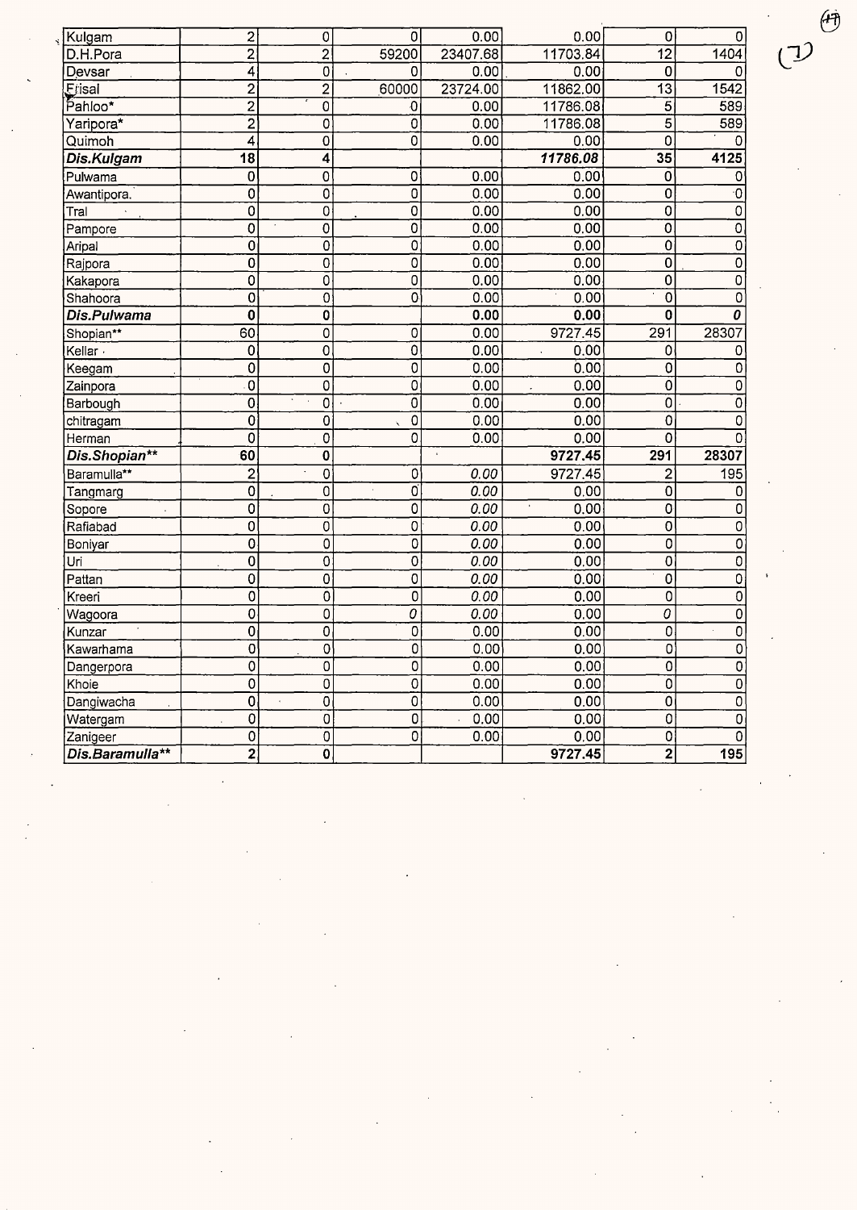| | | | | | | | |
|---|---|---|---|---|---|---|---|
| Kulgam | 2 | 0 | 0 | 0.00 | 0.00 | 0 | 0 |
| D.H.Pora | 2 | 2 | 59200 | 23407.68 | 11703.84 | 12 | 1404 |
| Devsar | 4 | 0 | 0 | 0.00 | 0.00 | 0 | 0 |
| Frisal | 2 | 2 | 60000 | 23724.00 | 11862.00 | 13 | 1542 |
| Pahloo* | 2 | 0 | 0 | 0.00 | 11786.08 | 5 | 589 |
| Yaripora* | 2 | 0 | 0 | 0.00 | 11786.08 | 5 | 589 |
| Quimoh | 4 | 0 | 0 | 0.00 | 0.00 | 0 | 0 |
| ***Dis.Kulgam*** | **18** | **4** | | | ***11786.08*** | **35** | **4125** |
| Pulwama | 0 | 0 | 0 | 0.00 | 0.00 | 0 | 0 |
| Awantipora. | 0 | 0 | 0 | 0.00 | 0.00 | 0 | 0 |
| Tral | 0 | 0 | 0 | 0.00 | 0.00 | 0 | 0 |
| Pampore | 0 | 0 | 0 | 0.00 | 0.00 | 0 | 0 |
| Aripal | 0 | 0 | 0 | 0.00 | 0.00 | 0 | 0 |
| Rajpora | 0 | 0 | 0 | 0.00 | 0.00 | 0 | 0 |
| Kakapora | 0 | 0 | 0 | 0.00 | 0.00 | 0 | 0 |
| Shahoora | 0 | 0 | 0 | 0.00 | 0.00 | 0 | 0 |
| ***Dis.Pulwama*** | **0** | **0** | | **0.00** | **0.00** | **0** | ***0*** |
| Shopian** | 60 | 0 | 0 | 0.00 | 9727.45 | 291 | 28307 |
| Kellar | 0 | 0 | 0 | 0.00 | 0.00 | 0 | 0 |
| Keegam | 0 | 0 | 0 | 0.00 | 0.00 | 0 | 0 |
| Zainpora | 0 | 0 | 0 | 0.00 | 0.00 | 0 | 0 |
| Barbough | 0 | 0 | 0 | 0.00 | 0.00 | 0 | 0 |
| chitragam | 0 | 0 | 0 | 0.00 | 0.00 | 0 | 0 |
| Herman | 0 | 0 | 0 | 0.00 | 0.00 | 0 | 0 |
| ***Dis.Shopian**** | **60** | **0** | | | **9727.45** | **291** | **28307** |
| Baramulla** | 2 | 0 | 0 | *0.00* | 9727.45 | 2 | 195 |
| Tangmarg | 0 | 0 | 0 | *0.00* | 0.00 | 0 | 0 |
| Sopore | 0 | 0 | 0 | *0.00* | 0.00 | 0 | 0 |
| Rafiabad | 0 | 0 | 0 | *0.00* | 0.00 | 0 | 0 |
| Boniyar | 0 | 0 | 0 | *0.00* | 0.00 | 0 | 0 |
| Uri | 0 | 0 | 0 | *0.00* | 0.00 | 0 | 0 |
| Pattan | 0 | 0 | 0 | *0.00* | 0.00 | 0 | 0 |
| Kreeri | 0 | 0 | 0 | *0.00* | 0.00 | 0 | 0 |
| Wagoora | 0 | 0 | *0* | *0.00* | 0.00 | *0* | 0 |
| Kunzar | 0 | 0 | 0 | 0.00 | 0.00 | 0 | 0 |
| Kawarhama | 0 | 0 | 0 | 0.00 | 0.00 | 0 | 0 |
| Dangerpora | 0 | 0 | 0 | 0.00 | 0.00 | 0 | 0 |
| Khoie | 0 | 0 | 0 | 0.00 | 0.00 | 0 | 0 |
| Dangiwacha | 0 | 0 | 0 | 0.00 | 0.00 | 0 | 0 |
| Watergam | 0 | 0 | 0 | 0.00 | 0.00 | 0 | 0 |
| Zanigeer | 0 | 0 | 0 | 0.00 | 0.00 | 0 | 0 |
| ***Dis.Baramulla**** | **2** | **0** | | | **9727.45** | **2** | **195** |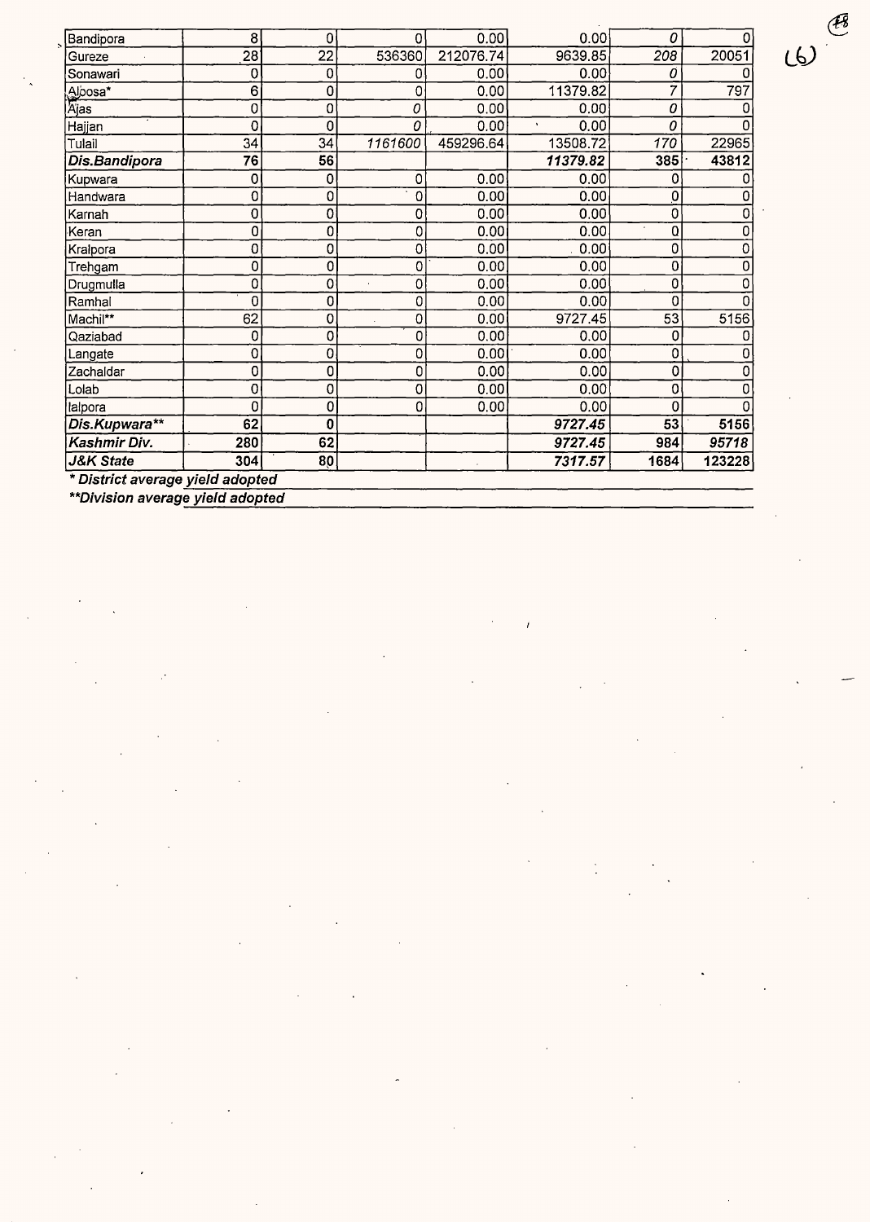| | | | | | | | |
|---|---|---|---|---|---|---|---|
| Bandipora | 8 | 0 | 0 | 0.00 | 0.00 | 0 | 0 |
| Gureze | 28 | 22 | 536360 | 212076.74 | 9639.85 | 208 | 20051 |
| Sonawari | 0 | 0 | 0 | 0.00 | 0.00 | 0 | 0 |
| Aloosa* | 6 | 0 | 0 | 0.00 | 11379.82 | 7 | 797 |
| Ajas | 0 | 0 | 0 | 0.00 | 0.00 | 0 | 0 |
| Hajjan | 0 | 0 | 0 | 0.00 | 0.00 | 0 | 0 |
| Tulail | 34 | 34 | 1161600 | 459296.64 | 13508.72 | 170 | 22965 |
| ***Dis.Bandipora*** | **76** | **56** | | | ***11379.82*** | **385** | **43812** |
| Kupwara | 0 | 0 | 0 | 0.00 | 0.00 | 0 | 0 |
| Handwara | 0 | 0 | 0 | 0.00 | 0.00 | 0 | 0 |
| Karnah | 0 | 0 | 0 | 0.00 | 0.00 | 0 | 0 |
| Keran | 0 | 0 | 0 | 0.00 | 0.00 | 0 | 0 |
| Kralpora | 0 | 0 | 0 | 0.00 | 0.00 | 0 | 0 |
| Trehgam | 0 | 0 | 0 | 0.00 | 0.00 | 0 | 0 |
| Drugmulla | 0 | 0 | 0 | 0.00 | 0.00 | 0 | 0 |
| Ramhal | 0 | 0 | 0 | 0.00 | 0.00 | 0 | 0 |
| Machil** | 62 | 0 | 0 | 0.00 | 9727.45 | 53 | 5156 |
| Qaziabad | 0 | 0 | 0 | 0.00 | 0.00 | 0 | 0 |
| Langate | 0 | 0 | 0 | 0.00 | 0.00 | 0 | 0 |
| Zachaldar | 0 | 0 | 0 | 0.00 | 0.00 | 0 | 0 |
| Lolab | 0 | 0 | 0 | 0.00 | 0.00 | 0 | 0 |
| lalpora | 0 | 0 | 0 | 0.00 | 0.00 | 0 | 0 |
| ***Dis.Kupwara**\*\**** | **62** | **0** | | | ***9727.45*** | **53** | **5156** |
| ***Kashmir Div.*** | **280** | **62** | | | ***9727.45*** | **984** | ***95718*** |
| ***J&K State*** | **304** | **80** | | | ***7317.57*** | **1684** | **123228** |

***District average yield adopted**

****Division average yield adopted**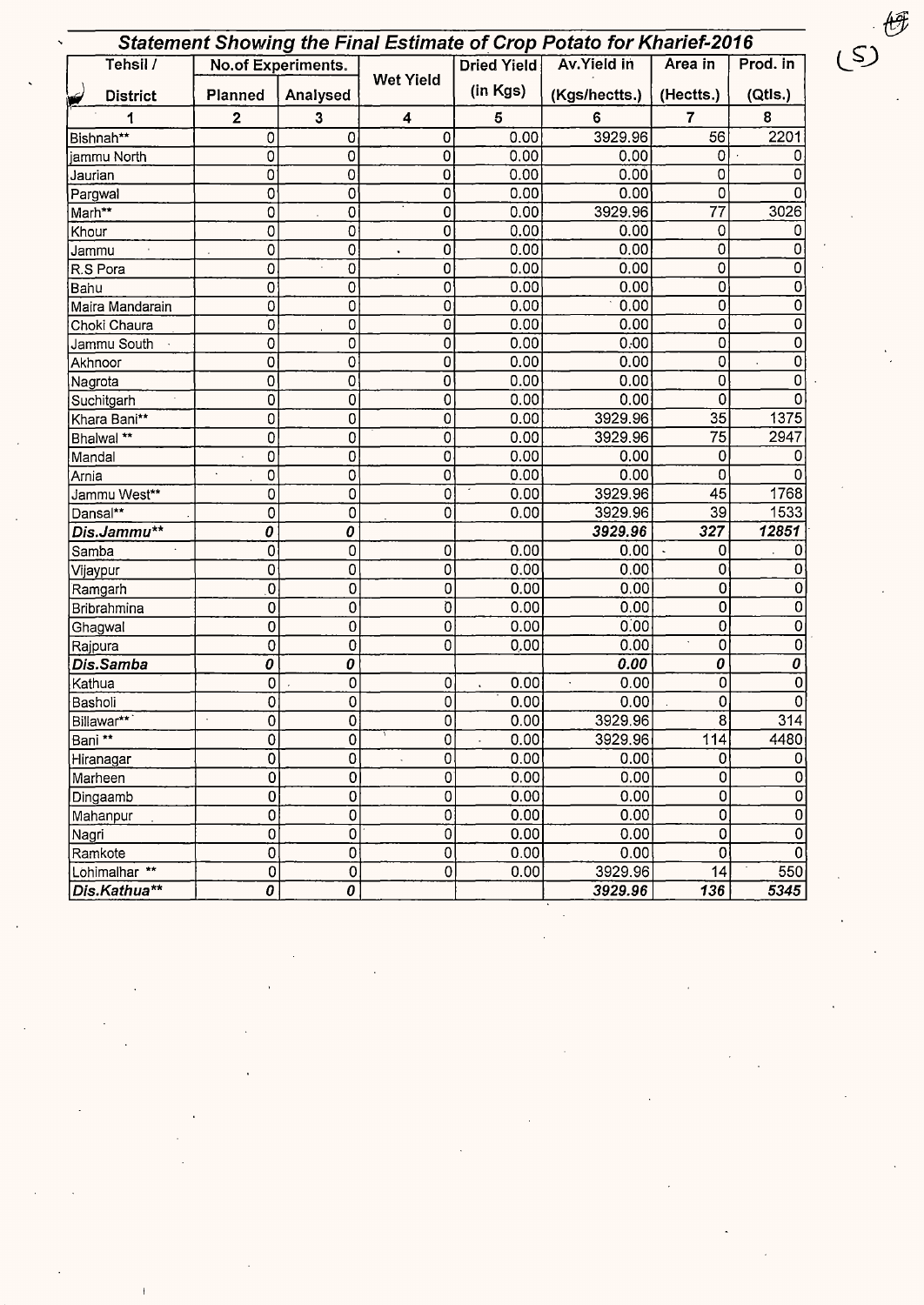## Statement Showing the Final Estimate of Crop Potato for Kharief-2016

| Tehsil / District | No.of Experiments. | | Wet Yield | Dried Yield (in Kgs) | Av.Yield in (Kgs/hectts.) | Area in (Hectts.) | Prod. in (Qtls.) |
|---|---|---|---|---|---|---|---|
| | Planned | Analysed | | | | | |
| 1 | 2 | 3 | 4 | 5 | 6 | 7 | 8 |
| Bishnah** | 0 | 0 | 0 | 0.00 | 3929.96 | 56 | 2201 |
| jammu North | 0 | 0 | 0 | 0.00 | 0.00 | 0 | 0 |
| Jaurian | 0 | 0 | 0 | 0.00 | 0.00 | 0 | 0 |
| Pargwal | 0 | 0 | 0 | 0.00 | 0.00 | 0 | 0 |
| Marh** | 0 | 0 | 0 | 0.00 | 3929.96 | 77 | 3026 |
| Khour | 0 | 0 | 0 | 0.00 | 0.00 | 0 | 0 |
| Jammu | 0 | 0 | 0 | 0.00 | 0.00 | 0 | 0 |
| R.S Pora | 0 | 0 | 0 | 0.00 | 0.00 | 0 | 0 |
| Bahu | 0 | 0 | 0 | 0.00 | 0.00 | 0 | 0 |
| Maira Mandarain | 0 | 0 | 0 | 0.00 | 0.00 | 0 | 0 |
| Choki Chaura | 0 | 0 | 0 | 0.00 | 0.00 | 0 | 0 |
| Jammu South | 0 | 0 | 0 | 0.00 | 0.00 | 0 | 0 |
| Akhnoor | 0 | 0 | 0 | 0.00 | 0.00 | 0 | 0 |
| Nagrota | 0 | 0 | 0 | 0.00 | 0.00 | 0 | 0 |
| Suchitgarh | 0 | 0 | 0 | 0.00 | 0.00 | 0 | 0 |
| Khara Bani** | 0 | 0 | 0 | 0.00 | 3929.96 | 35 | 1375 |
| Bhalwal ** | 0 | 0 | 0 | 0.00 | 3929.96 | 75 | 2947 |
| Mandal | 0 | 0 | 0 | 0.00 | 0.00 | 0 | 0 |
| Arnia | 0 | 0 | 0 | 0.00 | 0.00 | 0 | 0 |
| Jammu West** | 0 | 0 | 0 | 0.00 | 3929.96 | 45 | 1768 |
| Dansal** | 0 | 0 | 0 | 0.00 | 3929.96 | 39 | 1533 |
| ***Dis.Jammu**** | ***0*** | ***0*** | | | ***3929.96*** | ***327*** | ***12851*** |
| Samba | 0 | 0 | 0 | 0.00 | 0.00 | 0 | 0 |
| Vijaypur | 0 | 0 | 0 | 0.00 | 0.00 | 0 | 0 |
| Ramgarh | 0 | 0 | 0 | 0.00 | 0.00 | 0 | 0 |
| Bribrahmina | 0 | 0 | 0 | 0.00 | 0.00 | 0 | 0 |
| Ghagwal | 0 | 0 | 0 | 0.00 | 0.00 | 0 | 0 |
| Rajpura | 0 | 0 | 0 | 0.00 | 0.00 | 0 | 0 |
| ***Dis.Samba*** | ***0*** | ***0*** | | | ***0.00*** | ***0*** | ***0*** |
| Kathua | 0 | 0 | 0 | 0.00 | 0.00 | 0 | 0 |
| Basholi | 0 | 0 | 0 | 0.00 | 0.00 | 0 | 0 |
| Billawar** | 0 | 0 | 0 | 0.00 | 3929.96 | 8 | 314 |
| Bani ** | 0 | 0 | 0 | 0.00 | 3929.96 | 114 | 4480 |
| Hiranagar | 0 | 0 | 0 | 0.00 | 0.00 | 0 | 0 |
| Marheen | 0 | 0 | 0 | 0.00 | 0.00 | 0 | 0 |
| Dingaamb | 0 | 0 | 0 | 0.00 | 0.00 | 0 | 0 |
| Mahanpur | 0 | 0 | 0 | 0.00 | 0.00 | 0 | 0 |
| Nagri | 0 | 0 | 0 | 0.00 | 0.00 | 0 | 0 |
| Ramkote | 0 | 0 | 0 | 0.00 | 0.00 | 0 | 0 |
| Lohimalhar ** | 0 | 0 | 0 | 0.00 | 3929.96 | 14 | 550 |
| ***Dis.Kathua**** | ***0*** | ***0*** | | | ***3929.96*** | ***136*** | ***5345*** |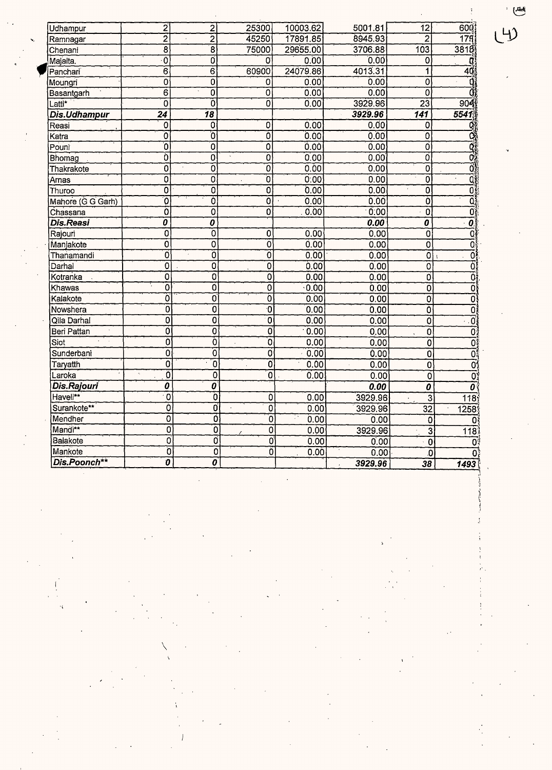| | | | | | | | |
|---|---|---|---|---|---|---|---|
| Udhampur | 2 | 2 | 25300 | 10003.62 | 5001.81 | 12 | 600 |
| Ramnagar | 2 | 2 | 45250 | 17891.85 | 8945.93 | 2 | 179 |
| Chenani | 8 | 8 | 75000 | 29655.00 | 3706.88 | 103 | 3818 |
| Majalta. | 0 | 0 | 0 | 0.00 | 0.00 | 0 | 0 |
| Panchari | 6 | 6 | 60900 | 24079.86 | 4013.31 | 1 | 40 |
| Moungri | 0 | 0 | 0 | 0.00 | 0.00 | 0 | 0 |
| Basantgarh | 6 | 0 | 0 | 0.00 | 0.00 | 0 | 0 |
| Latti* | 0 | 0 | 0 | 0.00 | 3929.96 | 23 | 904 |
| ***Dis.Udhampur*** | ***24*** | ***18*** | | | ***3929.96*** | ***141*** | ***5541*** |
| Reasi | 0 | 0 | 0 | 0.00 | 0.00 | 0 | 0 |
| Katra | 0 | 0 | 0 | 0.00 | 0.00 | 0 | 0 |
| Pouni | 0 | 0 | 0 | 0.00 | 0.00 | 0 | 0 |
| Bhomag | 0 | 0 | 0 | 0.00 | 0.00 | 0 | 0 |
| Thakrakote | 0 | 0 | 0 | 0.00 | 0.00 | 0 | 0 |
| Arnas | 0 | 0 | 0 | 0.00 | 0.00 | 0 | 0 |
| Thuroo | 0 | 0 | 0 | 0.00 | 0.00 | 0 | 0 |
| Mahore (G G Garh) | 0 | 0 | 0 | 0.00 | 0.00 | 0 | 0 |
| Chassana | 0 | 0 | 0 | 0.00 | 0.00 | 0 | 0 |
| ***Dis.Reasi*** | ***0*** | ***0*** | | | ***0.00*** | ***0*** | ***0*** |
| Rajouri | 0 | 0 | 0 | 0.00 | 0.00 | 0 | 0 |
| Manjakote | 0 | 0 | 0 | 0.00 | 0.00 | 0 | 0 |
| Thanamandi | 0 | 0 | 0 | 0.00 | 0.00 | 0 | 0 |
| Darhal | 0 | 0 | 0 | 0.00 | 0.00 | 0 | 0 |
| Kotranka | 0 | 0 | 0 | 0.00 | 0.00 | 0 | 0 |
| Khawas | 0 | 0 | 0 | 0.00 | 0.00 | 0 | 0 |
| Kalakote | 0 | 0 | 0 | 0.00 | 0.00 | 0 | 0 |
| Nowshera | 0 | 0 | 0 | 0.00 | 0.00 | 0 | 0 |
| Qila Darhal | 0 | 0 | 0 | 0.00 | 0.00 | 0 | 0 |
| Beri Pattan | 0 | 0 | 0 | 0.00 | 0.00 | 0 | 0 |
| Siot | 0 | 0 | 0 | 0.00 | 0.00 | 0 | 0 |
| Sunderbani | 0 | 0 | 0 | 0.00 | 0.00 | 0 | 0 |
| Taryatth | 0 | 0 | 0 | 0.00 | 0.00 | 0 | 0 |
| Laroka | 0 | 0 | 0 | 0.00 | 0.00 | 0 | 0 |
| ***Dis.Rajouri*** | ***0*** | ***0*** | | | ***0.00*** | ***0*** | ***0*** |
| Haveli** | 0 | 0 | 0 | 0.00 | 3929.96 | 3 | 118 |
| Surankote** | 0 | 0 | 0 | 0.00 | 3929.96 | 32 | 1258 |
| Mendher | 0 | 0 | 0 | 0.00 | 0.00 | 0 | 0 |
| Mandi** | 0 | 0 | 0 | 0.00 | 3929.96 | 3 | 118 |
| Balakote | 0 | 0 | 0 | 0.00 | 0.00 | 0 | 0 |
| Mankote | 0 | 0 | 0 | 0.00 | 0.00 | 0 | 0 |
| ***Dis.Poonch**** | ***0*** | ***0*** | | | ***3929.96*** | ***38*** | ***1493*** |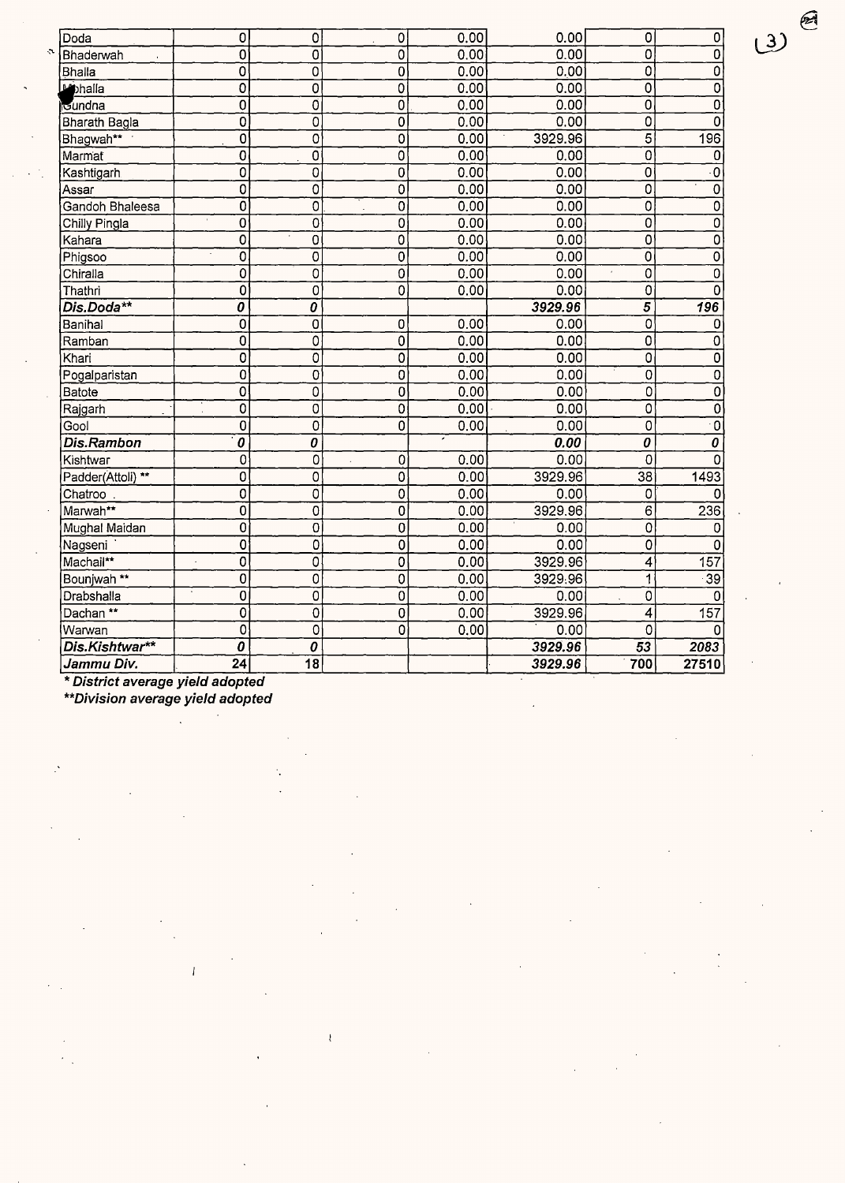| | | | | | | | |
|---|---|---|---|---|---|---|---|
| Doda | 0 | 0 | 0 | 0.00 | 0.00 | 0 | 0 |
| Bhaderwah | 0 | 0 | 0 | 0.00 | 0.00 | 0 | 0 |
| Bhalla | 0 | 0 | 0 | 0.00 | 0.00 | 0 | 0 |
| Mohalla | 0 | 0 | 0 | 0.00 | 0.00 | 0 | 0 |
| Gundna | 0 | 0 | 0 | 0.00 | 0.00 | 0 | 0 |
| Bharath Bagla | 0 | 0 | 0 | 0.00 | 0.00 | 0 | 0 |
| Bhagwah** | 0 | 0 | 0 | 0.00 | 3929.96 | 5 | 196 |
| Marmat | 0 | 0 | 0 | 0.00 | 0.00 | 0 | 0 |
| Kashtigarh | 0 | 0 | 0 | 0.00 | 0.00 | 0 | 0 |
| Assar | 0 | 0 | 0 | 0.00 | 0.00 | 0 | 0 |
| Gandoh Bhaleesa | 0 | 0 | 0 | 0.00 | 0.00 | 0 | 0 |
| Chilly Pingla | 0 | 0 | 0 | 0.00 | 0.00 | 0 | 0 |
| Kahara | 0 | 0 | 0 | 0.00 | 0.00 | 0 | 0 |
| Phigsoo | 0 | 0 | 0 | 0.00 | 0.00 | 0 | 0 |
| Chiralla | 0 | 0 | 0 | 0.00 | 0.00 | 0 | 0 |
| Thathri | 0 | 0 | 0 | 0.00 | 0.00 | 0 | 0 |
| ***Dis.Doda**** | ***0*** | ***0*** | | | ***3929.96*** | ***5*** | ***196*** |
| Banihal | 0 | 0 | 0 | 0.00 | 0.00 | 0 | 0 |
| Ramban | 0 | 0 | 0 | 0.00 | 0.00 | 0 | 0 |
| Khari | 0 | 0 | 0 | 0.00 | 0.00 | 0 | 0 |
| Pogalparistan | 0 | 0 | 0 | 0.00 | 0.00 | 0 | 0 |
| Batote | 0 | 0 | 0 | 0.00 | 0.00 | 0 | 0 |
| Rajgarh | 0 | 0 | 0 | 0.00 | 0.00 | 0 | 0 |
| Gool | 0 | 0 | 0 | 0.00 | 0.00 | 0 | 0 |
| ***Dis.Rambon*** | ***0*** | ***0*** | | | ***0.00*** | ***0*** | ***0*** |
| Kishtwar | 0 | 0 | 0 | 0.00 | 0.00 | 0 | 0 |
| Padder(Attoli) ** | 0 | 0 | 0 | 0.00 | 3929.96 | 38 | 1493 |
| Chatroo | 0 | 0 | 0 | 0.00 | 0.00 | 0 | 0 |
| Marwah** | 0 | 0 | 0 | 0.00 | 3929.96 | 6 | 236 |
| Mughal Maidan | 0 | 0 | 0 | 0.00 | 0.00 | 0 | 0 |
| Nagseni | 0 | 0 | 0 | 0.00 | 0.00 | 0 | 0 |
| Machail** | 0 | 0 | 0 | 0.00 | 3929.96 | 4 | 157 |
| Bounjwah ** | 0 | 0 | 0 | 0.00 | 3929.96 | 1 | 39 |
| Drabshalla | 0 | 0 | 0 | 0.00 | 0.00 | 0 | 0 |
| Dachan ** | 0 | 0 | 0 | 0.00 | 3929.96 | 4 | 157 |
| Warwan | 0 | 0 | 0 | 0.00 | 0.00 | 0 | 0 |
| ***Dis.Kishtwar**** | ***0*** | ***0*** | | | ***3929.96*** | ***53*** | ***2083*** |
| ***Jammu Div.*** | ***24*** | ***18*** | | | ***3929.96*** | ***700*** | ***27510*** |

***District average yield adopted**

****Division average yield adopted**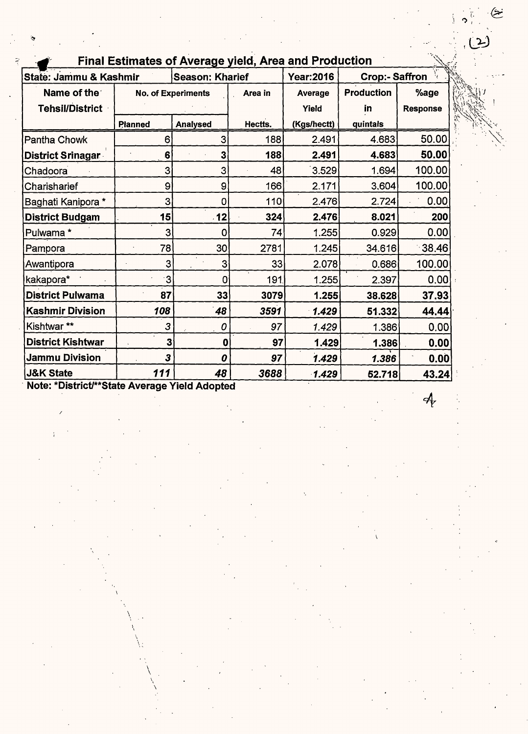## Final Estimates of Average yield, Area and Production

| State: Jammu & Kashmir | Season: Kharief | | | Year:2016 | Crop:- Saffron | |
|---|---|---|---|---|---|---|
| Name of the Tehsil/District | No. of Experiments | | Area in Hectts. | Average Yield (Kgs/hectt) | Production in quintals | %age Response |
| | Planned | Analysed | | | | |
| Pantha Chowk | 6 | 3 | 188 | 2.491 | 4.683 | 50.00 |
| **District Srinagar** | **6** | **3** | **188** | **2.491** | **4.683** | **50.00** |
| Chadoora | 3 | 3 | 48 | 3.529 | 1.694 | 100.00 |
| Charisharief | 9 | 9 | 166 | 2.171 | 3.604 | 100.00 |
| Baghati Kanipora * | 3 | 0 | 110 | 2.476 | 2.724 | 0.00 |
| **District Budgam** | **15** | **12** | **324** | **2.476** | **8.021** | **200** |
| Pulwama * | 3 | 0 | 74 | 1.255 | 0.929 | 0.00 |
| Pampora | 78 | 30 | 2781 | 1.245 | 34.616 | 38.46 |
| Awantipora | 3 | 3 | 33 | 2.078 | 0.686 | 100.00 |
| kakapora* | 3 | 0 | 191 | 1.255 | 2.397 | 0.00 |
| **District Pulwama** | **87** | **33** | **3079** | **1.255** | **38.628** | **37.93** |
| **Kashmir Division** | ***108*** | ***48*** | ***3591*** | ***1.429*** | **51.332** | **44.44** |
| Kishtwar ** | *3* | *0* | *97* | *1.429* | 1.386 | 0.00 |
| **District Kishtwar** | **3** | **0** | **97** | **1.429** | **1.386** | **0.00** |
| **Jammu Division** | ***3*** | ***0*** | ***97*** | ***1.429*** | ***1.386*** | **0.00** |
| **J&K State** | ***111*** | ***48*** | ***3688*** | ***1.429*** | **52.718** | **43.24** |

**Note: *District/**State Average Yield Adopted**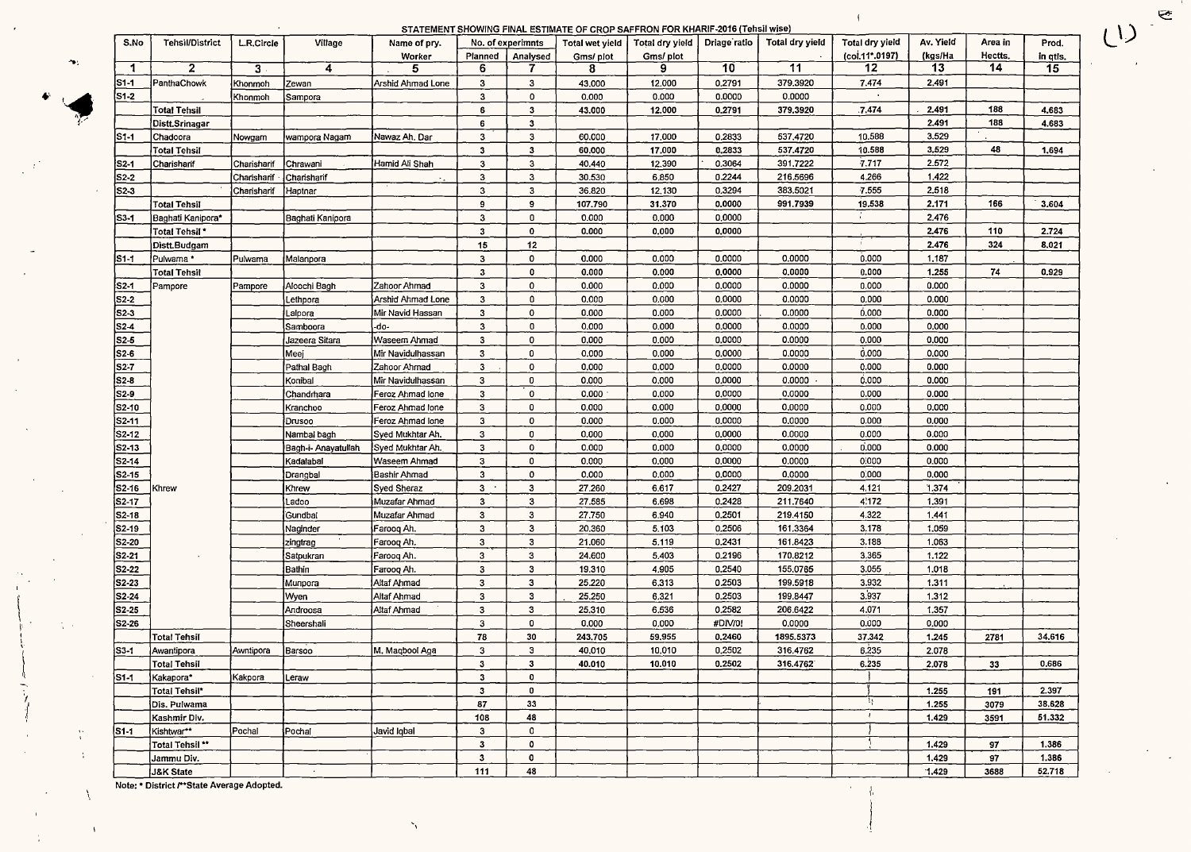STATEMENT SHOWING FINAL ESTIMATE OF CROP SAFFRON FOR KHARIF-2016 (Tehsil wise)

| S.No | Tehsil/District | L.R.Circle | Village | Name of pry. Worker | No. of experimnts | | Total wet yield Gms/ plot | Total dry yield Gms/ plot | Driage ratio | Total dry yield | Total dry yield (col.11*.0197) | Av. Yield (kgs/Ha | Area in Hectts. | Prod. in qtls. |
|---|---|---|---|---|---|---|---|---|---|---|---|---|---|---|
| | | | | | Planned | Analysed | | | | | | | | |
| 1 | 2 | 3 | 4 | 5 | 6 | 7 | 8 | 9 | 10 | 11 | 12 | 13 | 14 | 15 |
| S1-1 | PanthaChowk | Khonmoh | Zewan | Arshid Ahmad Lone | 3 | 3 | 43.000 | 12.000 | 0.2791 | 379.3920 | 7.474 | 2.491 | | |
| S1-2 | | Khonmoh | Sampora | | 3 | 0 | 0.000 | 0.000 | 0.0000 | 0.0000 | | | | |
| | Total Tehsil | | | | 6 | 3 | 43.000 | 12.000 | 0.2791 | 379.3920 | 7.474 | 2.491 | 188 | 4.683 |
| | Distt.Srinagar | | | | 6 | 3 | | | | | | 2.491 | 188 | 4.683 |
| S1-1 | Chadoora | Nowgam | wampora Nagam | Nawaz Ah. Dar | 3 | 3 | 60.000 | 17.000 | 0.2833 | 537.4720 | 10.588 | 3.529 | | |
| | Total Tehsil | | | | 3 | 3 | 60.000 | 17.000 | 0.2833 | 537.4720 | 10.588 | 3.529 | 48 | 1.694 |
| S2-1 | Charisharif | Charisharif | Chrawani | Hamid Ali Shah | 3 | 3 | 40.440 | 12.390 | 0.3064 | 391.7222 | 7.717 | 2.572 | | |
| S2-2 | | Charisharif | Charisharif | | 3 | 3 | 30.530 | 6.850 | 0.2244 | 216.5696 | 4.266 | 1.422 | | |
| S2-3 | | Charisharif | Haptnar | | 3 | 3 | 36.820 | 12.130 | 0.3294 | 383.5021 | 7.555 | 2.518 | | |
| | Total Tehsil | | | | 9 | 9 | 107.790 | 31.370 | 0.0000 | 991.7939 | 19.538 | 2.171 | 166 | 3.604 |
| S3-1 | Baghati Kanipora* | | Baghati Kanipora | | 3 | 0 | 0.000 | 0.000 | 0.0000 | | | 2.476 | | |
| | Total Tehsil * | | | | 3 | 0 | 0.000 | 0.000 | 0.0000 | | | 2.476 | 110 | 2.724 |
| | Distt.Budgam | | | | 15 | 12 | | | | | | 2.476 | 324 | 8.021 |
| S1-1 | Pulwama * | Pulwama | Malanpora | | 3 | 0 | 0.000 | 0.000 | 0.0000 | 0.0000 | 0.000 | 1.187 | | |
| | Total Tehsil | | | | 3 | 0 | 0.000 | 0.000 | 0.0000 | 0.0000 | 0.000 | 1.255 | 74 | 0.929 |
| S2-1 | Pampore | Pampore | Aloochi Bagh | Zahoor Ahmad | 3 | 0 | 0.000 | 0.000 | 0.0000 | 0.0000 | 0.000 | 0.000 | | |
| S2-2 | | | Lethpora | Arshid Ahmad Lone | 3 | 0 | 0.000 | 0.000 | 0.0000 | 0.0000 | 0.000 | 0.000 | | |
| S2-3 | | | Lalpora | Mir Navid Hassan | 3 | 0 | 0.000 | 0.000 | 0.0000 | 0.0000 | 0.000 | 0.000 | | |
| S2-4 | | | Samboora | -do- | 3 | 0 | 0.000 | 0.000 | 0.0000 | 0.0000 | 0.000 | 0.000 | | |
| S2-5 | | | Jazeera Sitara | Waseem Ahmad | 3 | 0 | 0.000 | 0.000 | 0.0000 | 0.0000 | 0.000 | 0.000 | | |
| S2-6 | | | Meej | Mir Navidulhassan | 3 | 0 | 0.000 | 0.000 | 0.0000 | 0.0000 | 0.000 | 0.000 | | |
| S2-7 | | | Pathal Bagh | Zahoor Ahmad | 3 | 0 | 0.000 | 0.000 | 0.0000 | 0.0000 | 0.000 | 0.000 | | |
| S2-8 | | | Konibal | Mir Navidulhassan | 3 | 0 | 0.000 | 0.000 | 0.0000 | 0.0000 | 0.000 | 0.000 | | |
| S2-9 | | | Chandrhara | Feroz Ahmad lone | 3 | 0 | 0.000 | 0.000 | 0.0000 | 0.0000 | 0.000 | 0.000 | | |
| S2-10 | | | Kranchoo | Feroz Ahmad lone | 3 | 0 | 0.000 | 0.000 | 0.0000 | 0.0000 | 0.000 | 0.000 | | |
| S2-11 | | | Drusoo | Feroz Ahmad lone | 3 | 0 | 0.000 | 0.000 | 0.0000 | 0.0000 | 0.000 | 0.000 | | |
| S2-12 | | | Nambal bagh | Syed Mukhtar Ah. | 3 | 0 | 0.000 | 0.000 | 0.0000 | 0.0000 | 0.000 | 0.000 | | |
| S2-13 | | | Bagh-i- Anayatullah | Syed Mukhtar Ah. | 3 | 0 | 0.000 | 0.000 | 0.0000 | 0.0000 | 0.000 | 0.000 | | |
| S2-14 | | | Kadalabal | Waseem Ahmad | 3 | 0 | 0.000 | 0.000 | 0.0000 | 0.0000 | 0.000 | 0.000 | | |
| S2-15 | | | Drangbal | Bashir Ahmad | 3 | 0 | 0.000 | 0.000 | 0.0000 | 0.0000 | 0.000 | 0.000 | | |
| S2-16 | Khrew | | Khrew | Syed Sheraz | 3 | 3 | 27.260 | 6.617 | 0.2427 | 209.2031 | 4.121 | 1.374 | | |
| S2-17 | | | Ladoo | Muzafar Ahmad | 3 | 3 | 27.585 | 6.698 | 0.2428 | 211.7640 | 4.172 | 1.391 | | |
| S2-18 | | | Gundbal | Muzafar Ahmad | 3 | 3 | 27.750 | 6.940 | 0.2501 | 219.4150 | 4.322 | 1.441 | | |
| S2-19 | | | Naginder | Farooq Ah. | 3 | 3 | 20.360 | 5.103 | 0.2506 | 161.3364 | 3.178 | 1.059 | | |
| S2-20 | | | zingtrag | Farooq Ah. | 3 | 3 | 21.060 | 5.119 | 0.2431 | 161.8423 | 3.188 | 1.063 | | |
| S2-21 | | | Satpukran | Farooq Ah. | 3 | 3 | 24.600 | 5.403 | 0.2196 | 170.8212 | 3.365 | 1.122 | | |
| S2-22 | | | Bathin | Farooq Ah. | 3 | 3 | 19.310 | 4.905 | 0.2540 | 155.0785 | 3.055 | 1.018 | | |
| S2-23 | | | Munpora | Altaf Ahmad | 3 | 3 | 25.220 | 6.313 | 0.2503 | 199.5918 | 3.932 | 1.311 | | |
| S2-24 | | | Wyen | Altaf Ahmad | 3 | 3 | 25.250 | 6.321 | 0.2503 | 199.8447 | 3.937 | 1.312 | | |
| S2-25 | | | Androosa | Altaf Ahmad | 3 | 3 | 25.310 | 6.536 | 0.2582 | 206.6422 | 4.071 | 1.357 | | |
| S2-26 | | | Sheershali | | 3 | 0 | 0.000 | 0.000 | #DIV/0! | 0.0000 | 0.000 | 0.000 | | |
| | Total Tehsil | | | | 78 | 30 | 243.705 | 59.955 | 0.2460 | 1895.5373 | 37.342 | 1.245 | 2781 | 34.616 |
| S3-1 | Awantipora | Awntipora | Barsoo | M. Maqbool Aga | 3 | 3 | 40.010 | 10.010 | 0.2502 | 316.4762 | 6.235 | 2.078 | | |
| | Total Tehsil | | | | 3 | 3 | 40.010 | 10.010 | 0.2502 | 316.4762 | 6.235 | 2.078 | 33 | 0.686 |
| S1-1 | Kakapora* | Kakpora | Leraw | | 3 | 0 | | | | | | | | |
| | Total Tehsil* | | | | 3 | 0 | | | | | | 1.255 | 191 | 2.397 |
| | Dis. Pulwama | | | | 87 | 33 | | | | | | 1.255 | 3079 | 38.628 |
| | Kashmir Div. | | | | 108 | 48 | | | | | | 1.429 | 3591 | 51.332 |
| S1-1 | Kishtwar** | Pochal | Pochal | Javid Iqbal | 3 | 0 | | | | | | | | |
| | Total Tehsil ** | | | | 3 | 0 | | | | | | 1.429 | 97 | 1.386 |
| | Jammu Div. | | | | 3 | 0 | | | | | | 1.429 | 97 | 1.386 |
| | J&K State | | | | 111 | 48 | | | | | | 1.429 | 3688 | 52.718 |

Note: * District /**State Average Adopted.